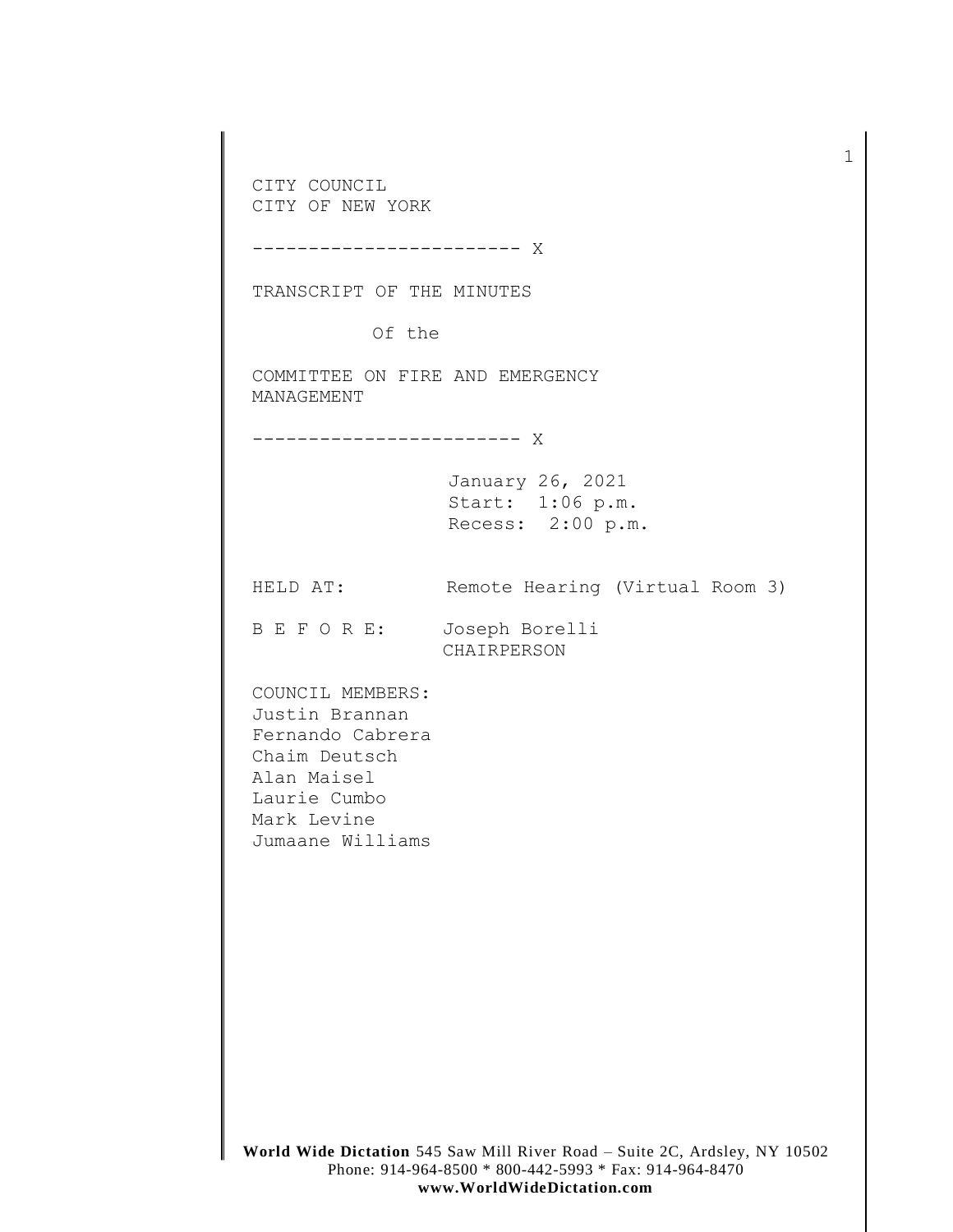CITY COUNCIL
CITY OF NEW YORK

------------------------ X

TRANSCRIPT OF THE MINUTES

Of the

COMMITTEE ON FIRE AND EMERGENCY MANAGEMENT

------------------------ X

January 26, 2021
Start: 1:06 p.m.
Recess: 2:00 p.m.

HELD AT: Remote Hearing (Virtual Room 3)

B E F O R E: Joseph Borelli
CHAIRPERSON

COUNCIL MEMBERS:
Justin Brannan
Fernando Cabrera
Chaim Deutsch
Alan Maisel
Laurie Cumbo
Mark Levine
Jumaane Williams

**World Wide Dictation** 545 Saw Mill River Road – Suite 2C, Ardsley, NY 10502
Phone: 914-964-8500 * 800-442-5993 * Fax: 914-964-8470
**www.WorldWideDictation.com**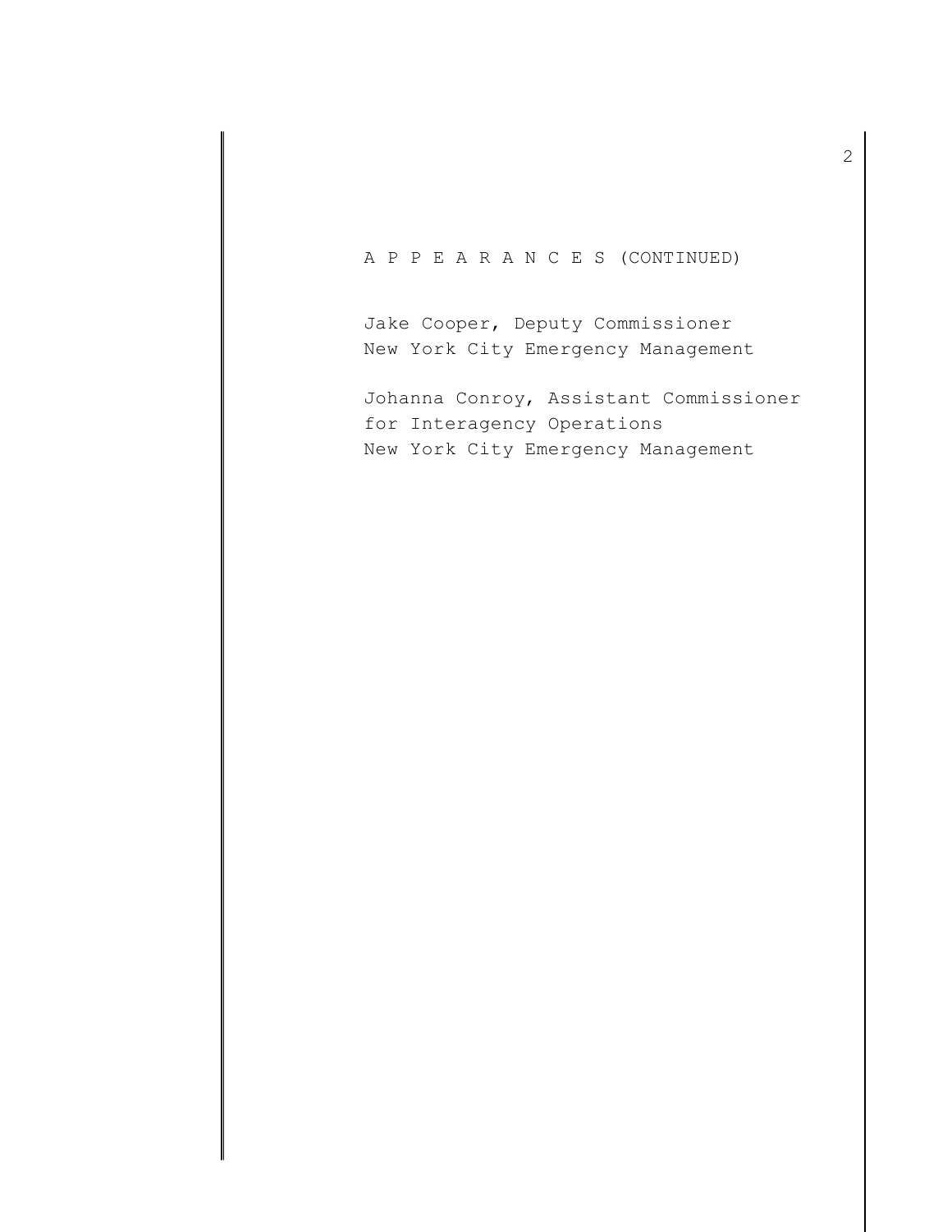A P P E A R A N C E S (CONTINUED)

Jake Cooper, Deputy Commissioner
New York City Emergency Management

Johanna Conroy, Assistant Commissioner
for Interagency Operations
New York City Emergency Management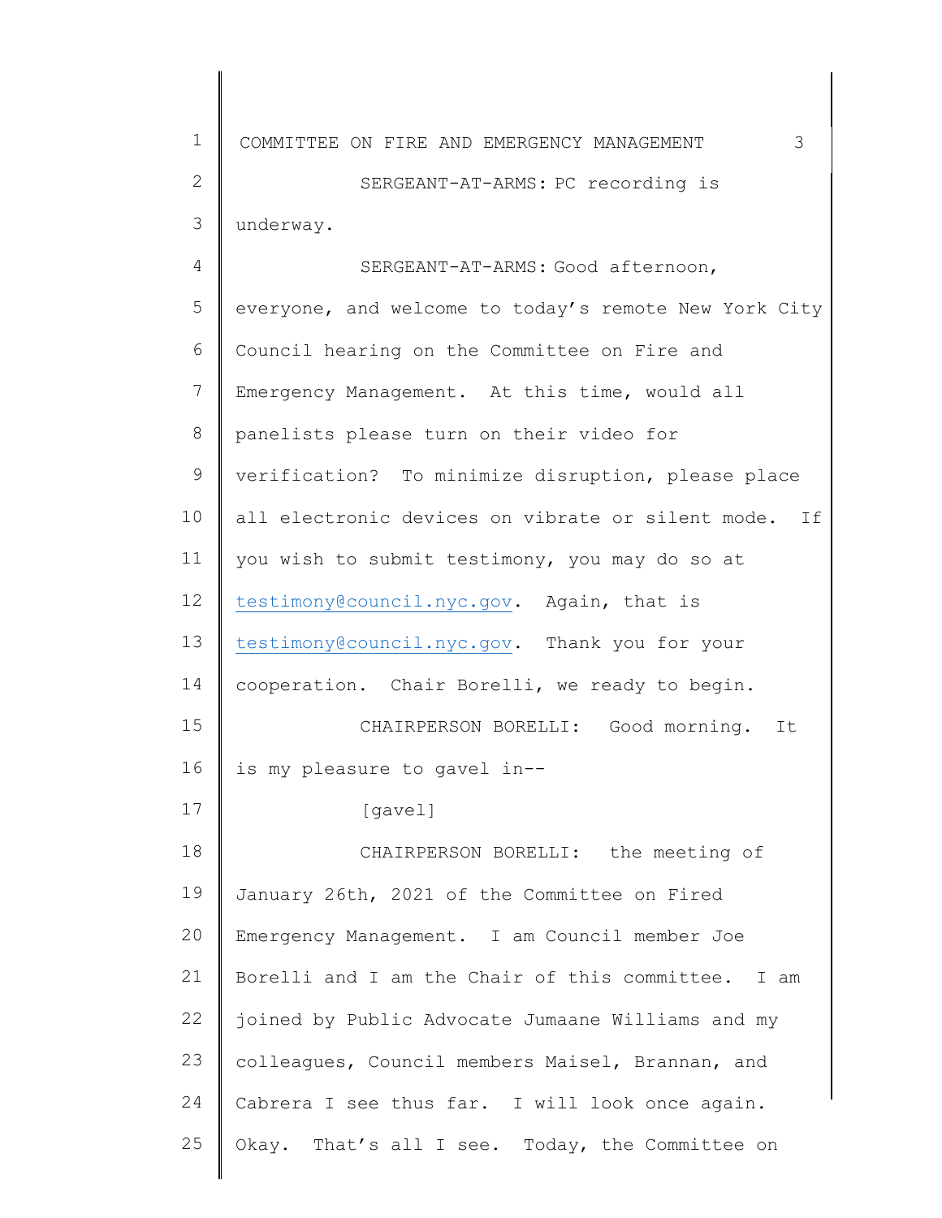SERGEANT-AT-ARMS: PC recording is underway.

SERGEANT-AT-ARMS: Good afternoon, everyone, and welcome to today's remote New York City Council hearing on the Committee on Fire and Emergency Management. At this time, would all panelists please turn on their video for verification? To minimize disruption, please place all electronic devices on vibrate or silent mode. If you wish to submit testimony, you may do so at testimony@council.nyc.gov. Again, that is testimony@council.nyc.gov. Thank you for your cooperation. Chair Borelli, we ready to begin.

CHAIRPERSON BORELLI: Good morning. It is my pleasure to gavel in--

[gavel]

CHAIRPERSON BORELLI: the meeting of January 26th, 2021 of the Committee on Fired Emergency Management. I am Council member Joe Borelli and I am the Chair of this committee. I am joined by Public Advocate Jumaane Williams and my colleagues, Council members Maisel, Brannan, and Cabrera I see thus far. I will look once again. Okay. That's all I see. Today, the Committee on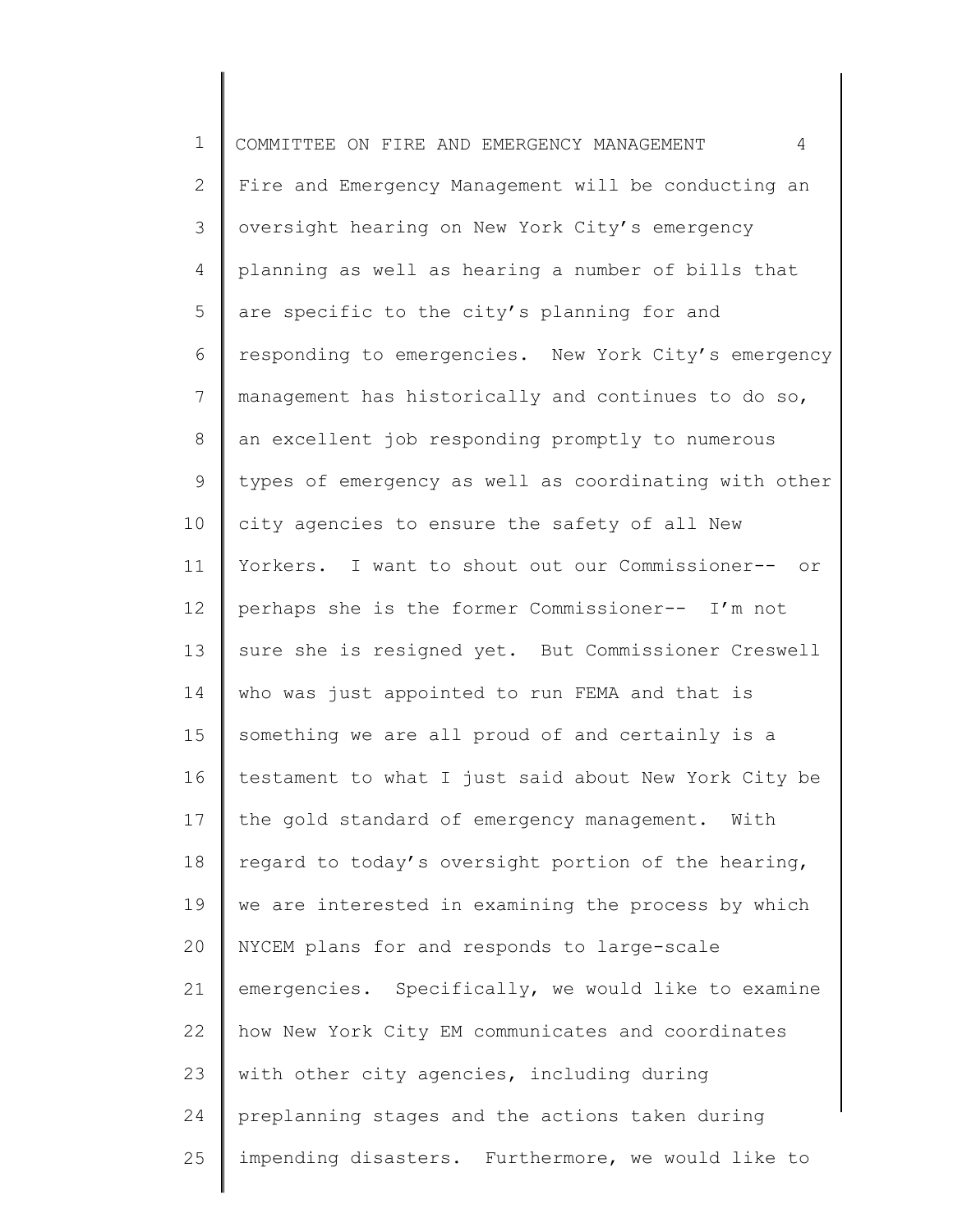Fire and Emergency Management will be conducting an oversight hearing on New York City's emergency planning as well as hearing a number of bills that are specific to the city's planning for and responding to emergencies. New York City's emergency management has historically and continues to do so, an excellent job responding promptly to numerous types of emergency as well as coordinating with other city agencies to ensure the safety of all New Yorkers. I want to shout out our Commissioner-- or perhaps she is the former Commissioner-- I'm not sure she is resigned yet. But Commissioner Creswell who was just appointed to run FEMA and that is something we are all proud of and certainly is a testament to what I just said about New York City be the gold standard of emergency management. With regard to today's oversight portion of the hearing, we are interested in examining the process by which NYCEM plans for and responds to large-scale emergencies. Specifically, we would like to examine how New York City EM communicates and coordinates with other city agencies, including during preplanning stages and the actions taken during impending disasters. Furthermore, we would like to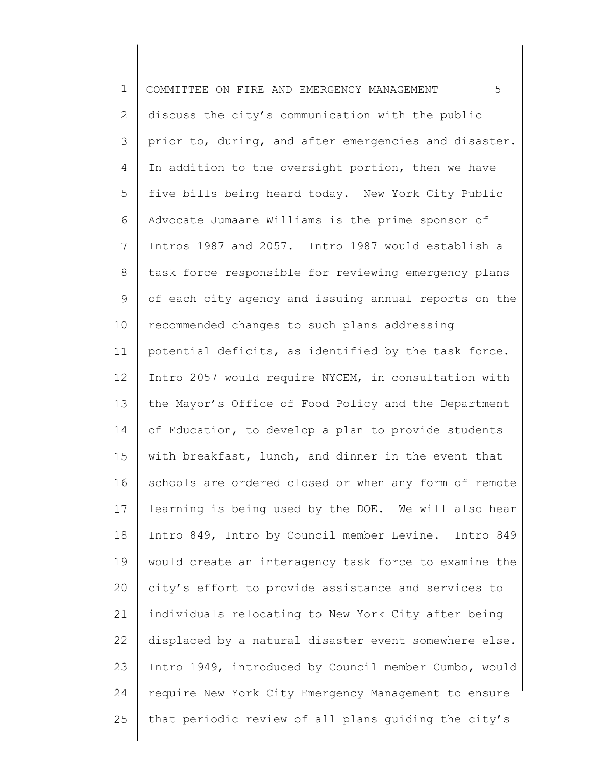discuss the city's communication with the public prior to, during, and after emergencies and disaster. In addition to the oversight portion, then we have five bills being heard today. New York City Public Advocate Jumaane Williams is the prime sponsor of Intros 1987 and 2057. Intro 1987 would establish a task force responsible for reviewing emergency plans of each city agency and issuing annual reports on the recommended changes to such plans addressing potential deficits, as identified by the task force. Intro 2057 would require NYCEM, in consultation with the Mayor's Office of Food Policy and the Department of Education, to develop a plan to provide students with breakfast, lunch, and dinner in the event that schools are ordered closed or when any form of remote learning is being used by the DOE. We will also hear Intro 849, Intro by Council member Levine. Intro 849 would create an interagency task force to examine the city's effort to provide assistance and services to individuals relocating to New York City after being displaced by a natural disaster event somewhere else. Intro 1949, introduced by Council member Cumbo, would require New York City Emergency Management to ensure that periodic review of all plans guiding the city's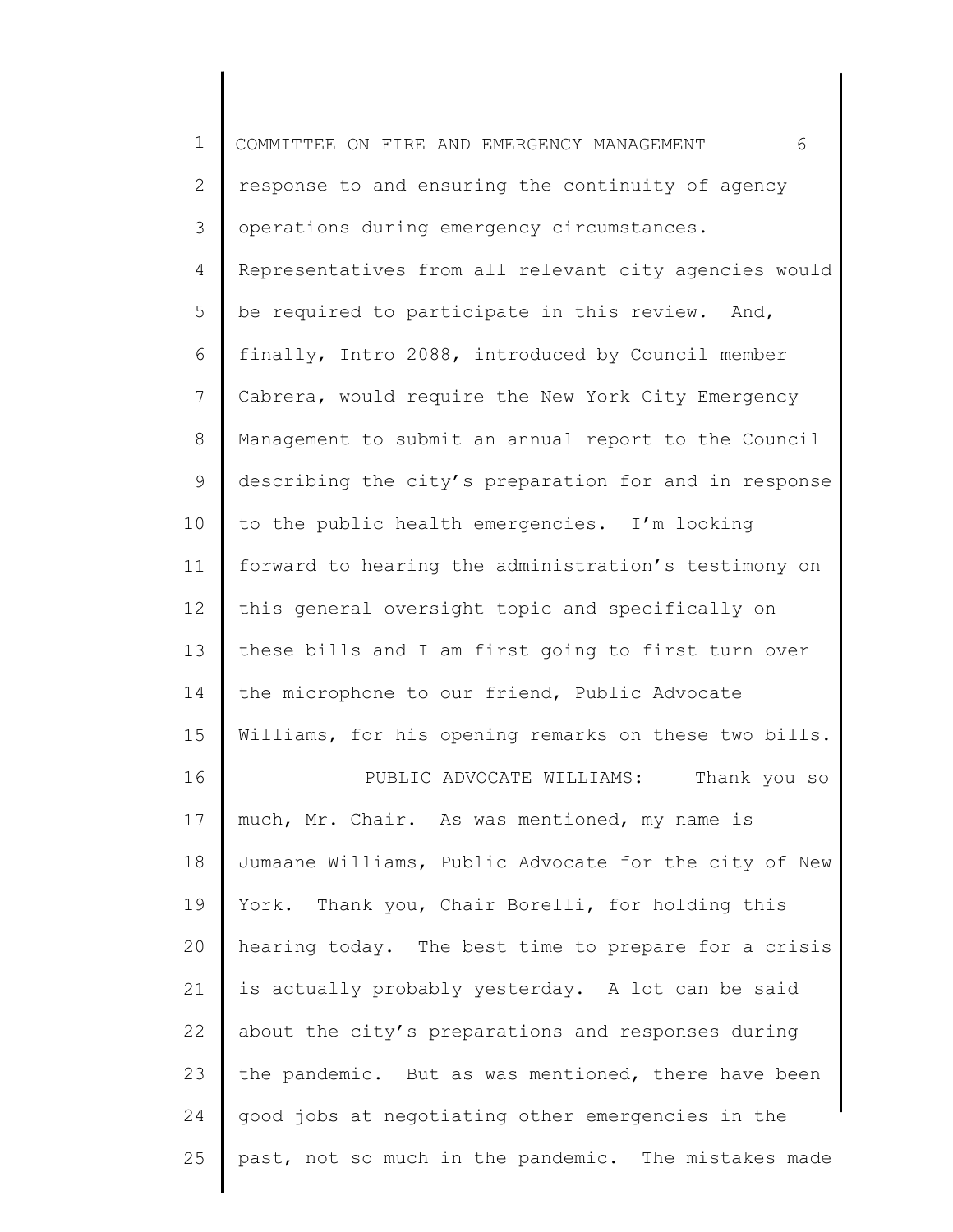response to and ensuring the continuity of agency operations during emergency circumstances. Representatives from all relevant city agencies would be required to participate in this review. And, finally, Intro 2088, introduced by Council member Cabrera, would require the New York City Emergency Management to submit an annual report to the Council describing the city's preparation for and in response to the public health emergencies. I'm looking forward to hearing the administration's testimony on this general oversight topic and specifically on these bills and I am first going to first turn over the microphone to our friend, Public Advocate Williams, for his opening remarks on these two bills.

PUBLIC ADVOCATE WILLIAMS: Thank you so much, Mr. Chair. As was mentioned, my name is Jumaane Williams, Public Advocate for the city of New York. Thank you, Chair Borelli, for holding this hearing today. The best time to prepare for a crisis is actually probably yesterday. A lot can be said about the city's preparations and responses during the pandemic. But as was mentioned, there have been good jobs at negotiating other emergencies in the past, not so much in the pandemic. The mistakes made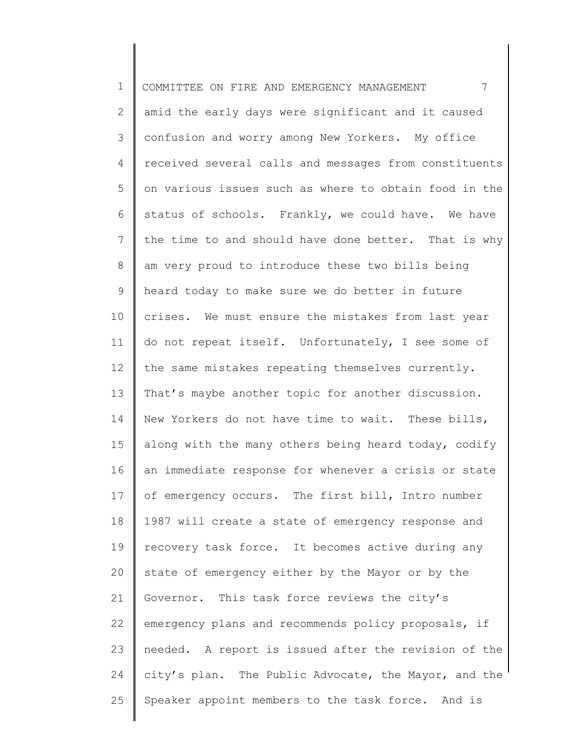amid the early days were significant and it caused confusion and worry among New Yorkers. My office received several calls and messages from constituents on various issues such as where to obtain food in the status of schools. Frankly, we could have. We have the time to and should have done better. That is why am very proud to introduce these two bills being heard today to make sure we do better in future crises. We must ensure the mistakes from last year do not repeat itself. Unfortunately, I see some of the same mistakes repeating themselves currently. That's maybe another topic for another discussion. New Yorkers do not have time to wait. These bills, along with the many others being heard today, codify an immediate response for whenever a crisis or state of emergency occurs. The first bill, Intro number 1987 will create a state of emergency response and recovery task force. It becomes active during any state of emergency either by the Mayor or by the Governor. This task force reviews the city's emergency plans and recommends policy proposals, if needed. A report is issued after the revision of the city's plan. The Public Advocate, the Mayor, and the Speaker appoint members to the task force. And is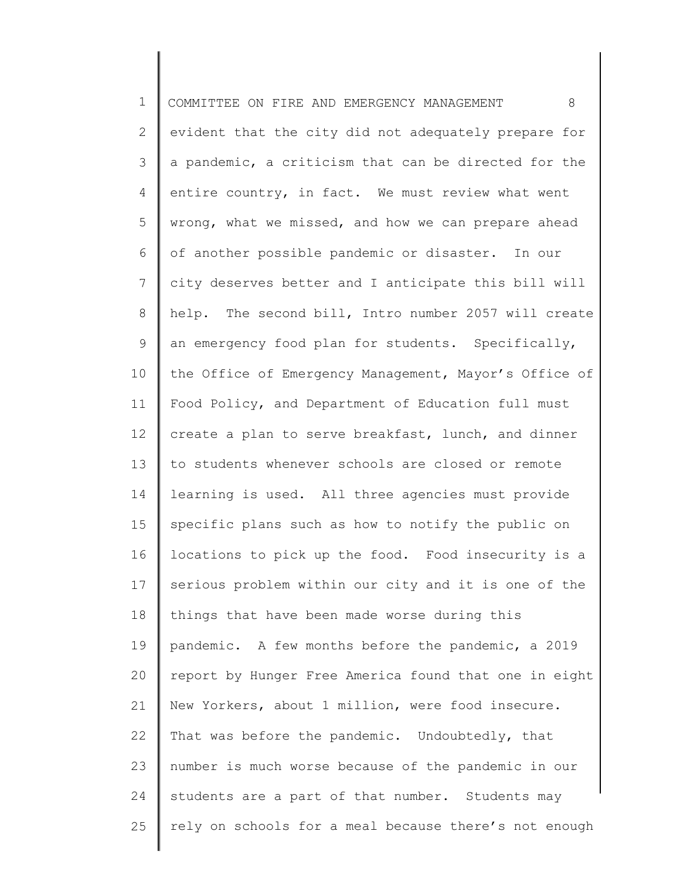evident that the city did not adequately prepare for a pandemic, a criticism that can be directed for the entire country, in fact. We must review what went wrong, what we missed, and how we can prepare ahead of another possible pandemic or disaster. In our city deserves better and I anticipate this bill will help. The second bill, Intro number 2057 will create an emergency food plan for students. Specifically, the Office of Emergency Management, Mayor's Office of Food Policy, and Department of Education full must create a plan to serve breakfast, lunch, and dinner to students whenever schools are closed or remote learning is used. All three agencies must provide specific plans such as how to notify the public on locations to pick up the food. Food insecurity is a serious problem within our city and it is one of the things that have been made worse during this pandemic. A few months before the pandemic, a 2019 report by Hunger Free America found that one in eight New Yorkers, about 1 million, were food insecure. That was before the pandemic. Undoubtedly, that number is much worse because of the pandemic in our students are a part of that number. Students may rely on schools for a meal because there's not enough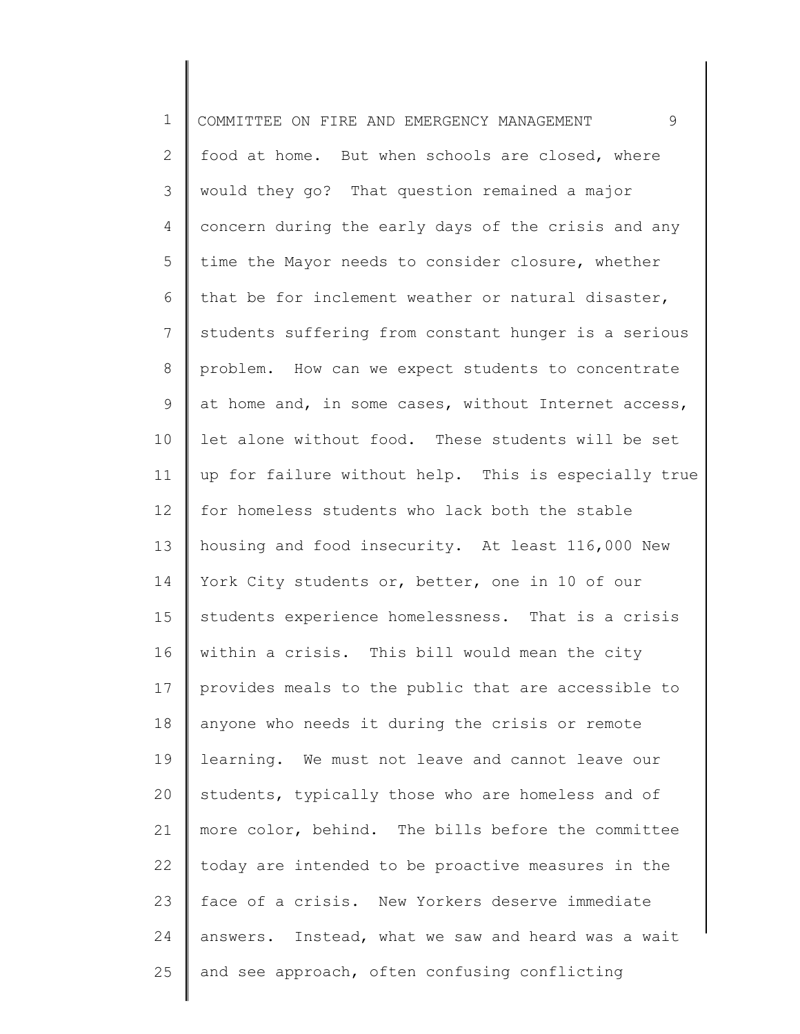food at home. But when schools are closed, where would they go? That question remained a major concern during the early days of the crisis and any time the Mayor needs to consider closure, whether that be for inclement weather or natural disaster, students suffering from constant hunger is a serious problem. How can we expect students to concentrate at home and, in some cases, without Internet access, let alone without food. These students will be set up for failure without help. This is especially true for homeless students who lack both the stable housing and food insecurity. At least 116,000 New York City students or, better, one in 10 of our students experience homelessness. That is a crisis within a crisis. This bill would mean the city provides meals to the public that are accessible to anyone who needs it during the crisis or remote learning. We must not leave and cannot leave our students, typically those who are homeless and of more color, behind. The bills before the committee today are intended to be proactive measures in the face of a crisis. New Yorkers deserve immediate answers. Instead, what we saw and heard was a wait and see approach, often confusing conflicting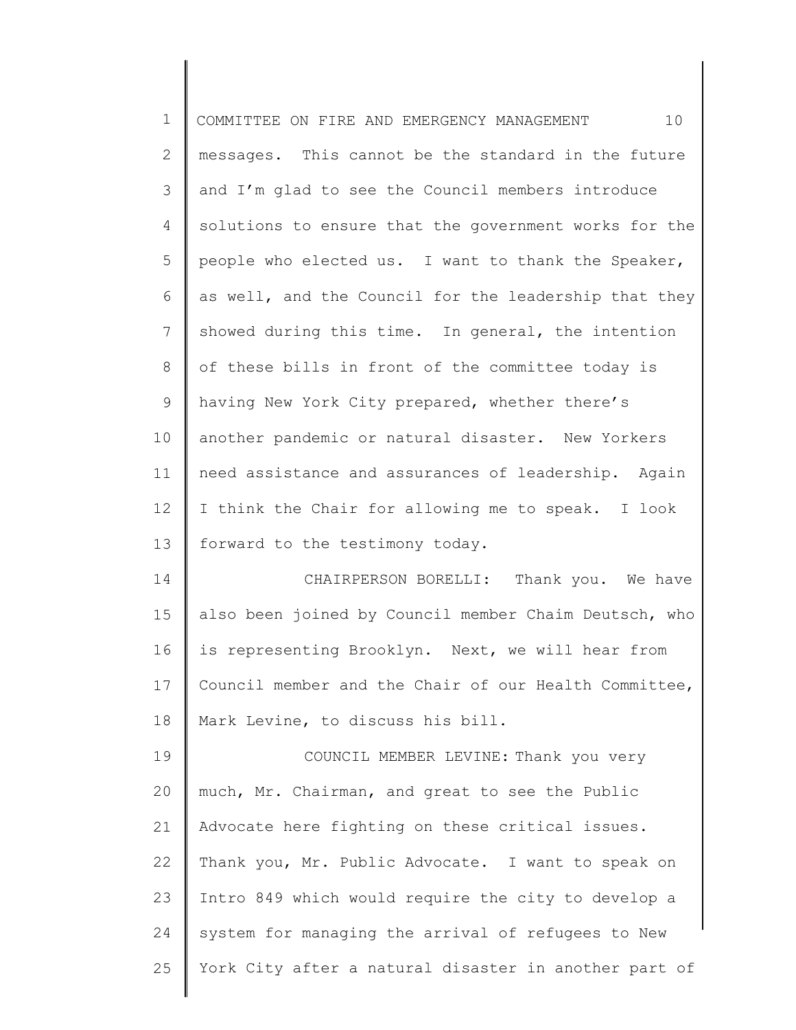messages. This cannot be the standard in the future and I'm glad to see the Council members introduce solutions to ensure that the government works for the people who elected us. I want to thank the Speaker, as well, and the Council for the leadership that they showed during this time. In general, the intention of these bills in front of the committee today is having New York City prepared, whether there's another pandemic or natural disaster. New Yorkers need assistance and assurances of leadership. Again I think the Chair for allowing me to speak. I look forward to the testimony today.

CHAIRPERSON BORELLI: Thank you. We have also been joined by Council member Chaim Deutsch, who is representing Brooklyn. Next, we will hear from Council member and the Chair of our Health Committee, Mark Levine, to discuss his bill.

COUNCIL MEMBER LEVINE: Thank you very much, Mr. Chairman, and great to see the Public Advocate here fighting on these critical issues. Thank you, Mr. Public Advocate. I want to speak on Intro 849 which would require the city to develop a system for managing the arrival of refugees to New York City after a natural disaster in another part of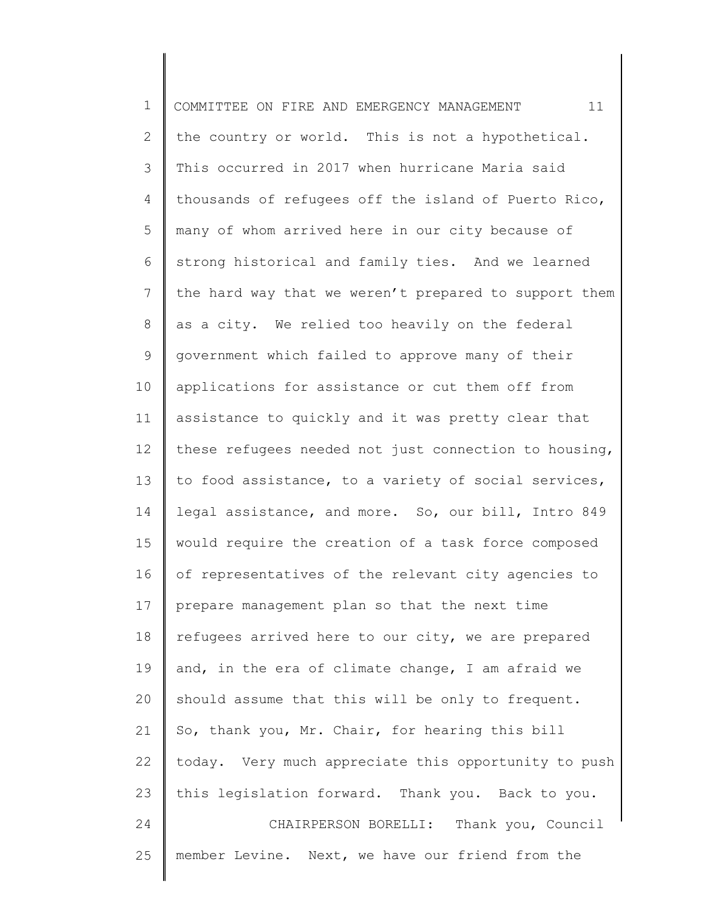the country or world. This is not a hypothetical. This occurred in 2017 when hurricane Maria said thousands of refugees off the island of Puerto Rico, many of whom arrived here in our city because of strong historical and family ties. And we learned the hard way that we weren't prepared to support them as a city. We relied too heavily on the federal government which failed to approve many of their applications for assistance or cut them off from assistance to quickly and it was pretty clear that these refugees needed not just connection to housing, to food assistance, to a variety of social services, legal assistance, and more. So, our bill, Intro 849 would require the creation of a task force composed of representatives of the relevant city agencies to prepare management plan so that the next time refugees arrived here to our city, we are prepared and, in the era of climate change, I am afraid we should assume that this will be only to frequent. So, thank you, Mr. Chair, for hearing this bill today. Very much appreciate this opportunity to push this legislation forward. Thank you. Back to you.

CHAIRPERSON BORELLI: Thank you, Council member Levine. Next, we have our friend from the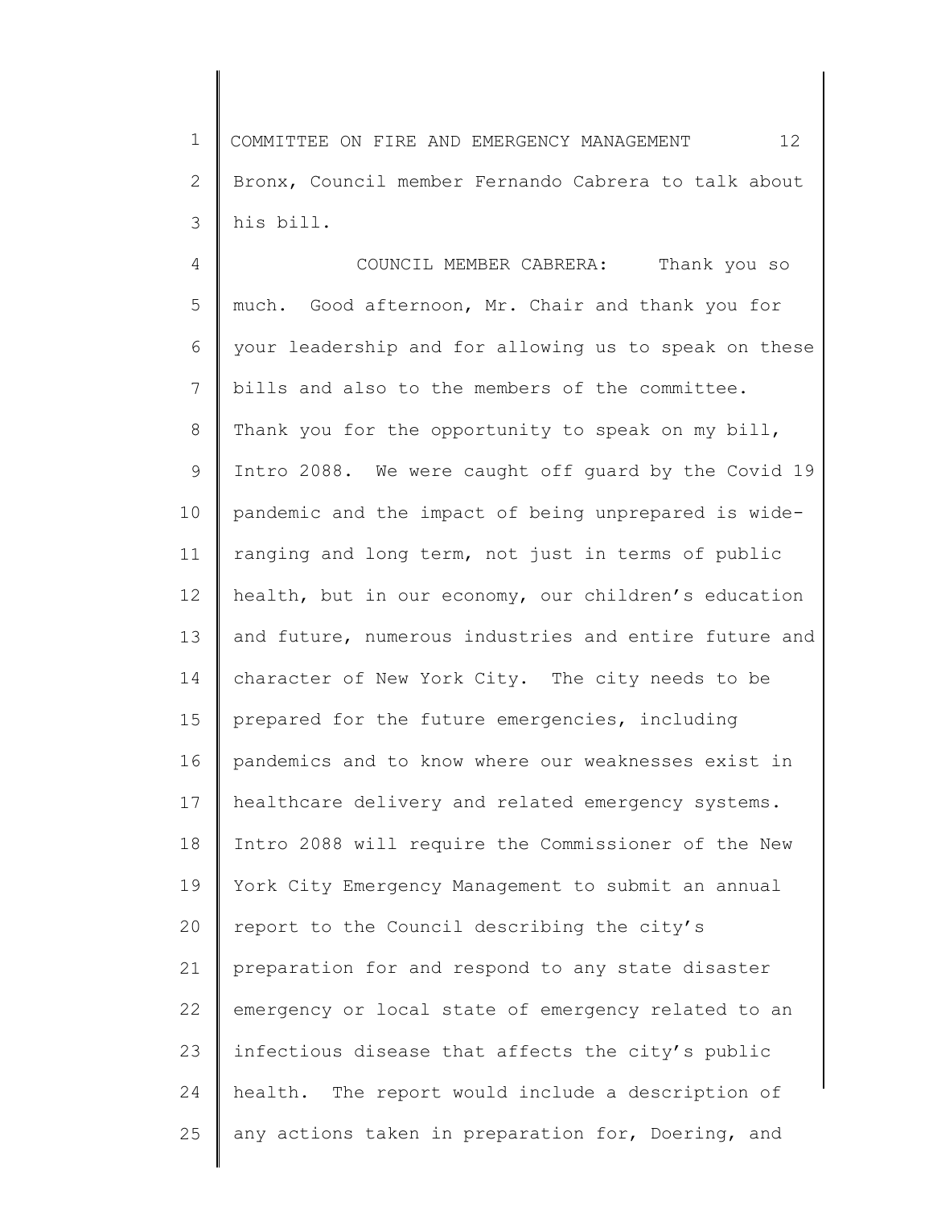Bronx, Council member Fernando Cabrera to talk about his bill.

COUNCIL MEMBER CABRERA: Thank you so much. Good afternoon, Mr. Chair and thank you for your leadership and for allowing us to speak on these bills and also to the members of the committee. Thank you for the opportunity to speak on my bill, Intro 2088. We were caught off guard by the Covid 19 pandemic and the impact of being unprepared is wide-ranging and long term, not just in terms of public health, but in our economy, our children's education and future, numerous industries and entire future and character of New York City. The city needs to be prepared for the future emergencies, including pandemics and to know where our weaknesses exist in healthcare delivery and related emergency systems. Intro 2088 will require the Commissioner of the New York City Emergency Management to submit an annual report to the Council describing the city's preparation for and respond to any state disaster emergency or local state of emergency related to an infectious disease that affects the city's public health. The report would include a description of any actions taken in preparation for, Doering, and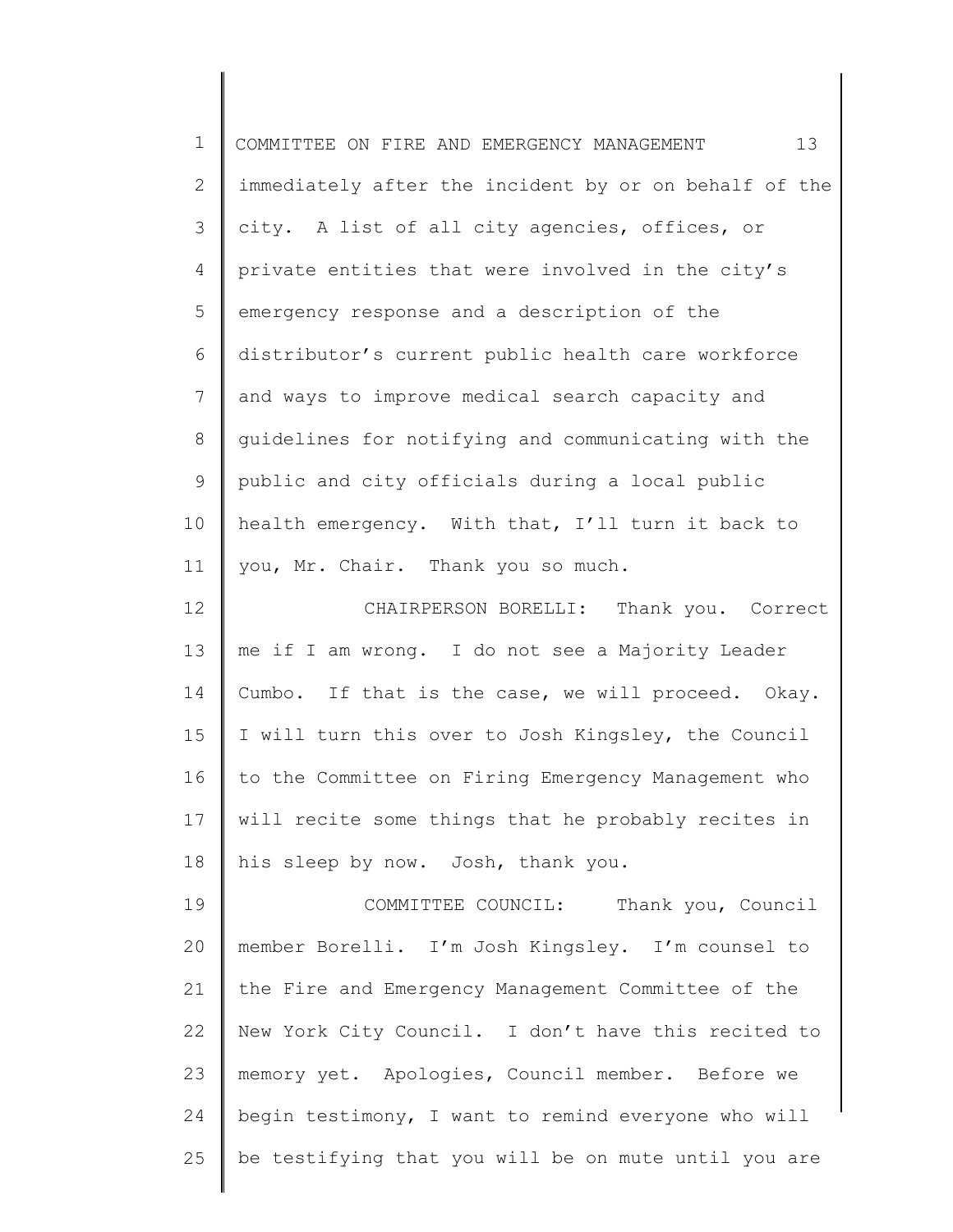immediately after the incident by or on behalf of the city. A list of all city agencies, offices, or private entities that were involved in the city's emergency response and a description of the distributor's current public health care workforce and ways to improve medical search capacity and guidelines for notifying and communicating with the public and city officials during a local public health emergency. With that, I'll turn it back to you, Mr. Chair. Thank you so much.

CHAIRPERSON BORELLI: Thank you. Correct me if I am wrong. I do not see a Majority Leader Cumbo. If that is the case, we will proceed. Okay. I will turn this over to Josh Kingsley, the Council to the Committee on Firing Emergency Management who will recite some things that he probably recites in his sleep by now. Josh, thank you.

COMMITTEE COUNCIL: Thank you, Council member Borelli. I'm Josh Kingsley. I'm counsel to the Fire and Emergency Management Committee of the New York City Council. I don't have this recited to memory yet. Apologies, Council member. Before we begin testimony, I want to remind everyone who will be testifying that you will be on mute until you are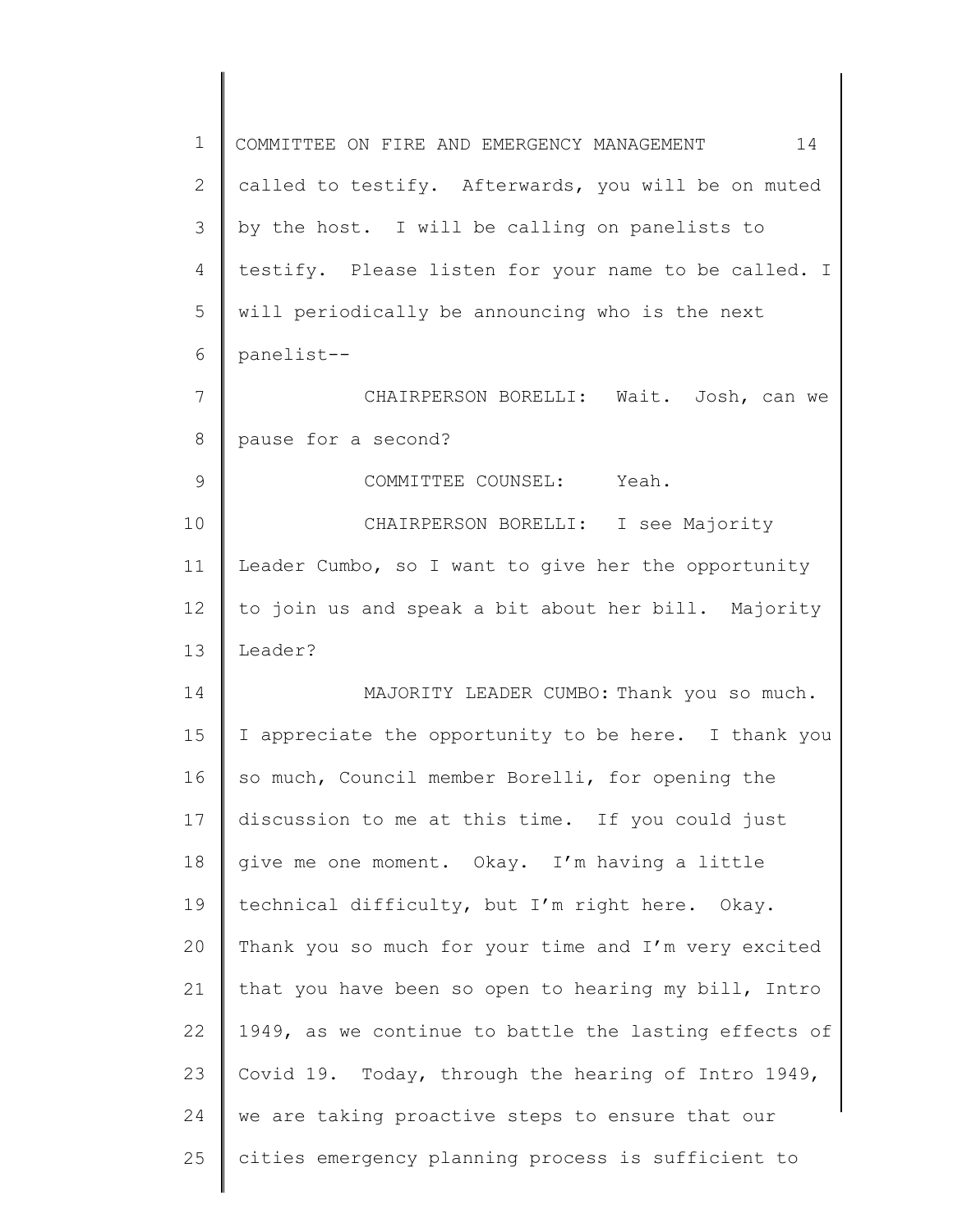called to testify. Afterwards, you will be on muted by the host. I will be calling on panelists to testify. Please listen for your name to be called. I will periodically be announcing who is the next panelist--

CHAIRPERSON BORELLI: Wait. Josh, can we pause for a second?

COMMITTEE COUNSEL: Yeah.

CHAIRPERSON BORELLI: I see Majority Leader Cumbo, so I want to give her the opportunity to join us and speak a bit about her bill. Majority Leader?

MAJORITY LEADER CUMBO: Thank you so much. I appreciate the opportunity to be here. I thank you so much, Council member Borelli, for opening the discussion to me at this time. If you could just give me one moment. Okay. I'm having a little technical difficulty, but I'm right here. Okay. Thank you so much for your time and I'm very excited that you have been so open to hearing my bill, Intro 1949, as we continue to battle the lasting effects of Covid 19. Today, through the hearing of Intro 1949, we are taking proactive steps to ensure that our cities emergency planning process is sufficient to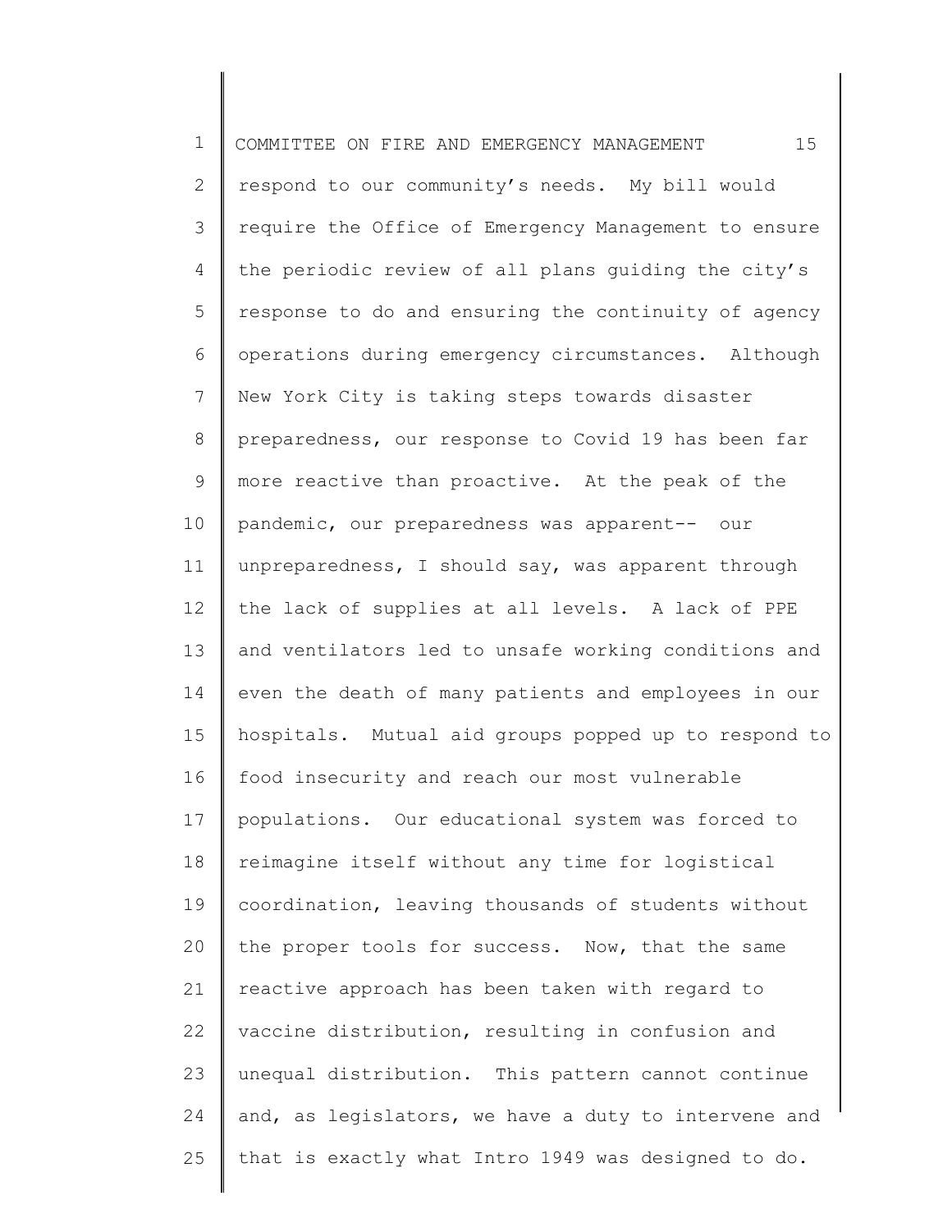respond to our community's needs. My bill would require the Office of Emergency Management to ensure the periodic review of all plans guiding the city's response to do and ensuring the continuity of agency operations during emergency circumstances. Although New York City is taking steps towards disaster preparedness, our response to Covid 19 has been far more reactive than proactive. At the peak of the pandemic, our preparedness was apparent-- our unpreparedness, I should say, was apparent through the lack of supplies at all levels. A lack of PPE and ventilators led to unsafe working conditions and even the death of many patients and employees in our hospitals. Mutual aid groups popped up to respond to food insecurity and reach our most vulnerable populations. Our educational system was forced to reimagine itself without any time for logistical coordination, leaving thousands of students without the proper tools for success. Now, that the same reactive approach has been taken with regard to vaccine distribution, resulting in confusion and unequal distribution. This pattern cannot continue and, as legislators, we have a duty to intervene and that is exactly what Intro 1949 was designed to do.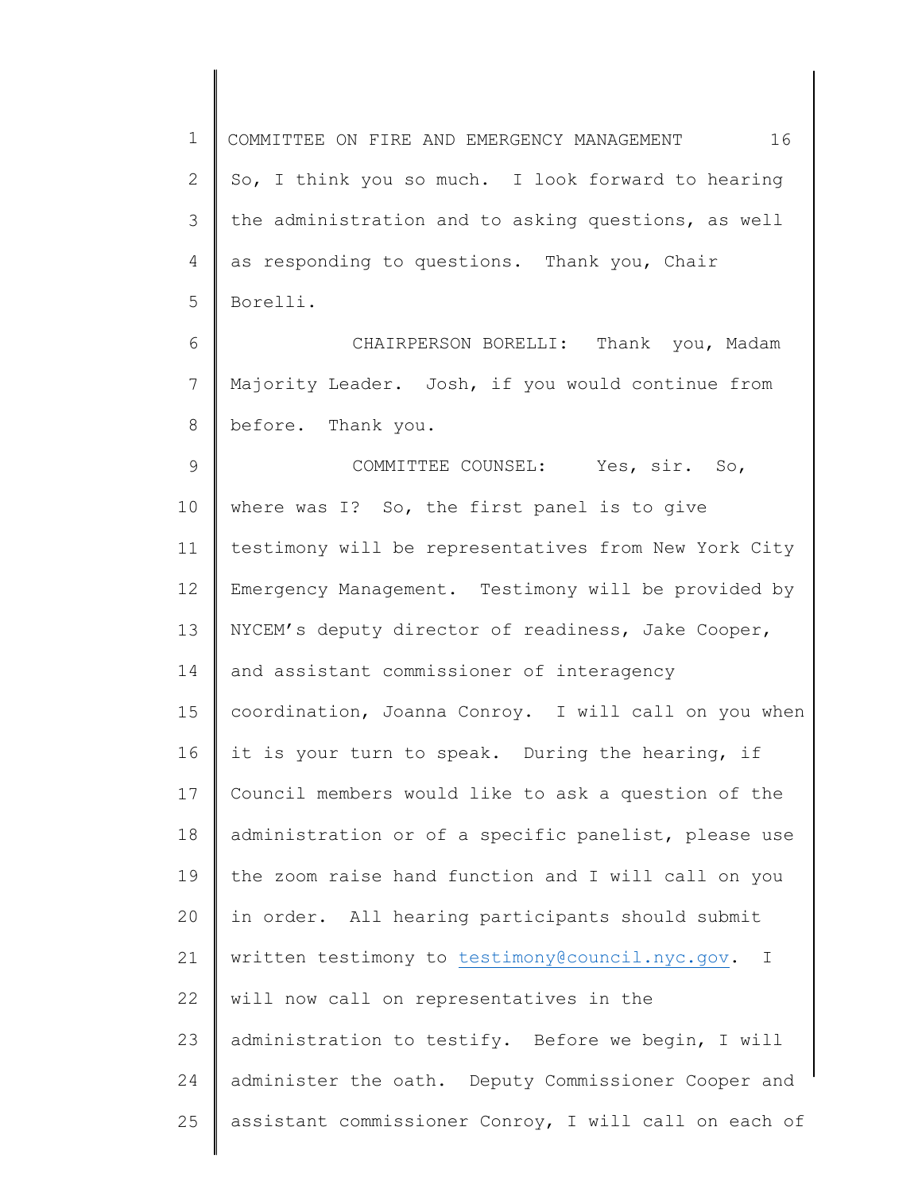So, I think you so much. I look forward to hearing the administration and to asking questions, as well as responding to questions. Thank you, Chair Borelli.

CHAIRPERSON BORELLI: Thank you, Madam Majority Leader. Josh, if you would continue from before. Thank you.

COMMITTEE COUNSEL: Yes, sir. So, where was I? So, the first panel is to give testimony will be representatives from New York City Emergency Management. Testimony will be provided by NYCEM's deputy director of readiness, Jake Cooper, and assistant commissioner of interagency coordination, Joanna Conroy. I will call on you when it is your turn to speak. During the hearing, if Council members would like to ask a question of the administration or of a specific panelist, please use the zoom raise hand function and I will call on you in order. All hearing participants should submit written testimony to testimony@council.nyc.gov. I will now call on representatives in the administration to testify. Before we begin, I will administer the oath. Deputy Commissioner Cooper and assistant commissioner Conroy, I will call on each of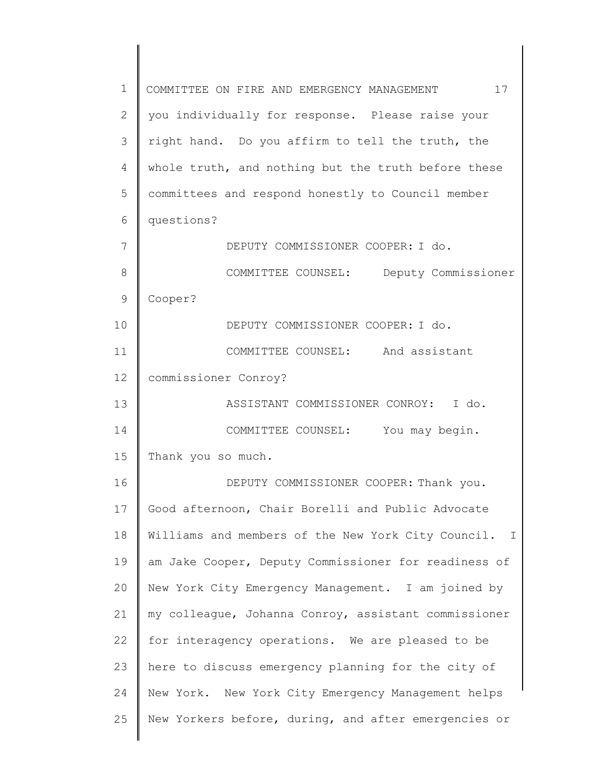you individually for response. Please raise your right hand. Do you affirm to tell the truth, the whole truth, and nothing but the truth before these committees and respond honestly to Council member questions?

DEPUTY COMMISSIONER COOPER: I do.

COMMITTEE COUNSEL: Deputy Commissioner Cooper?

DEPUTY COMMISSIONER COOPER: I do.

COMMITTEE COUNSEL: And assistant commissioner Conroy?

ASSISTANT COMMISSIONER CONROY: I do.

COMMITTEE COUNSEL: You may begin. Thank you so much.

DEPUTY COMMISSIONER COOPER: Thank you. Good afternoon, Chair Borelli and Public Advocate Williams and members of the New York City Council. I am Jake Cooper, Deputy Commissioner for readiness of New York City Emergency Management. I am joined by my colleague, Johanna Conroy, assistant commissioner for interagency operations. We are pleased to be here to discuss emergency planning for the city of New York. New York City Emergency Management helps New Yorkers before, during, and after emergencies or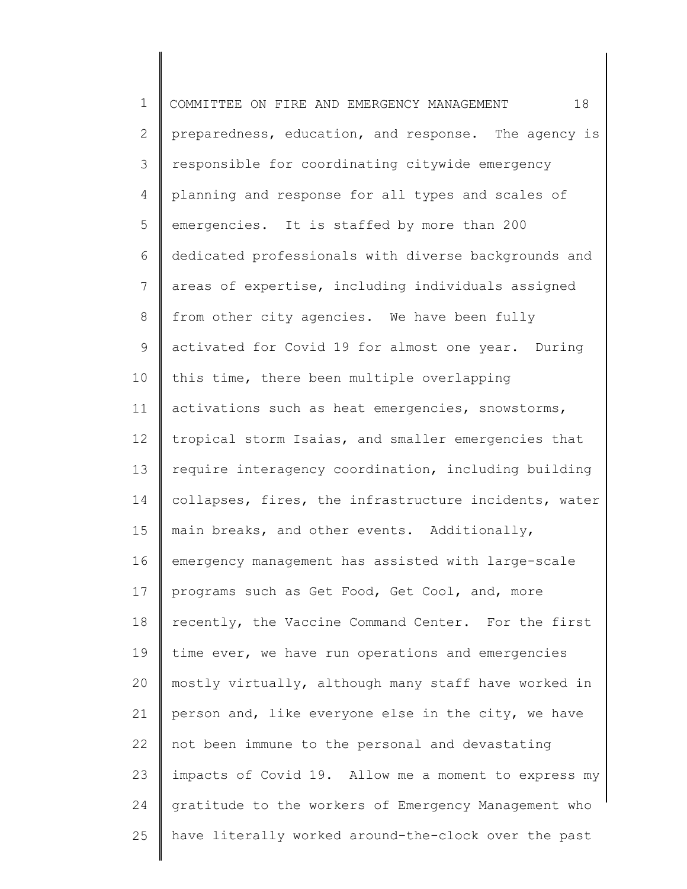preparedness, education, and response. The agency is responsible for coordinating citywide emergency planning and response for all types and scales of emergencies. It is staffed by more than 200 dedicated professionals with diverse backgrounds and areas of expertise, including individuals assigned from other city agencies. We have been fully activated for Covid 19 for almost one year. During this time, there been multiple overlapping activations such as heat emergencies, snowstorms, tropical storm Isaias, and smaller emergencies that require interagency coordination, including building collapses, fires, the infrastructure incidents, water main breaks, and other events. Additionally, emergency management has assisted with large-scale programs such as Get Food, Get Cool, and, more recently, the Vaccine Command Center. For the first time ever, we have run operations and emergencies mostly virtually, although many staff have worked in person and, like everyone else in the city, we have not been immune to the personal and devastating impacts of Covid 19. Allow me a moment to express my gratitude to the workers of Emergency Management who have literally worked around-the-clock over the past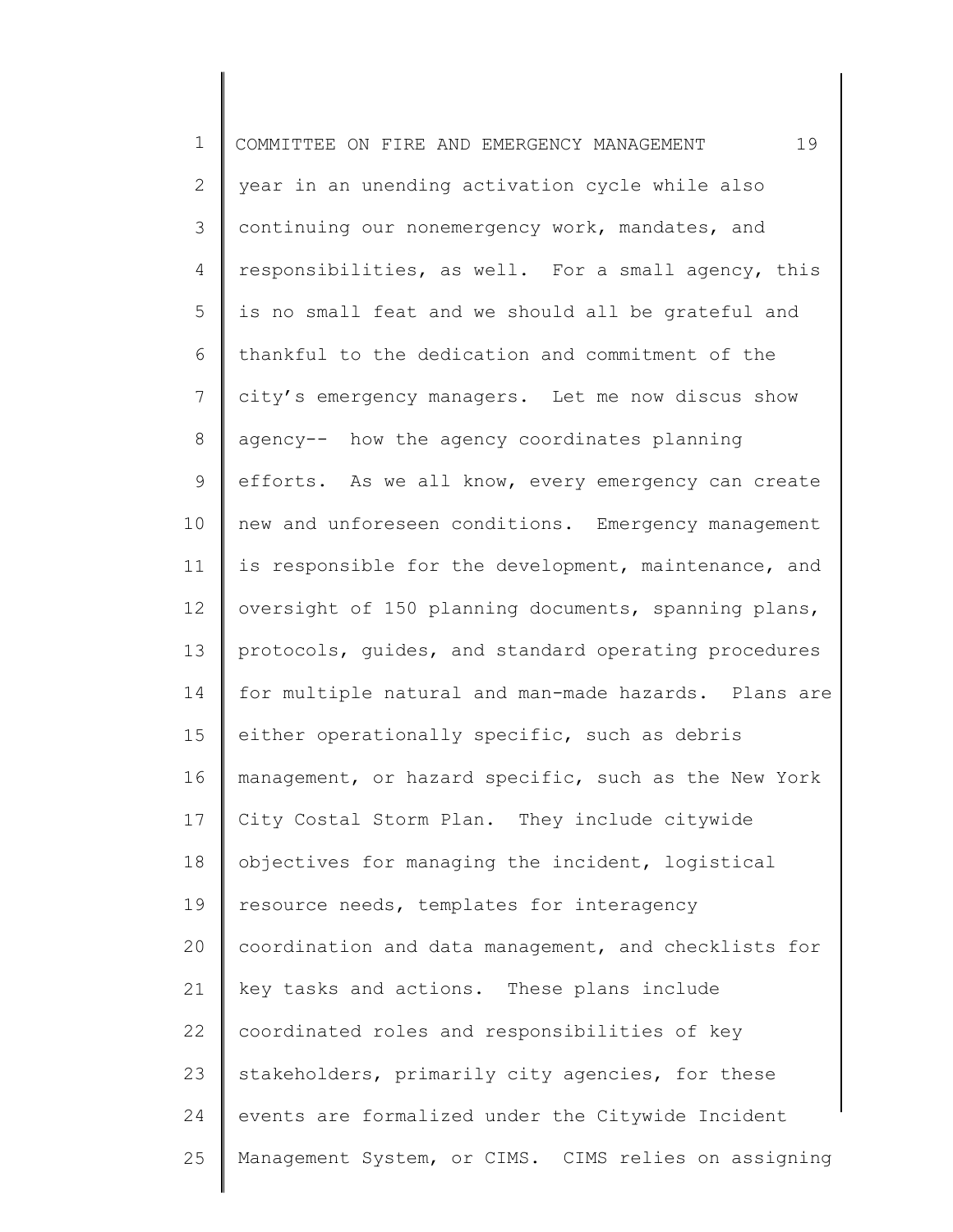year in an unending activation cycle while also continuing our nonemergency work, mandates, and responsibilities, as well. For a small agency, this is no small feat and we should all be grateful and thankful to the dedication and commitment of the city's emergency managers. Let me now discus show agency-- how the agency coordinates planning efforts. As we all know, every emergency can create new and unforeseen conditions. Emergency management is responsible for the development, maintenance, and oversight of 150 planning documents, spanning plans, protocols, guides, and standard operating procedures for multiple natural and man-made hazards. Plans are either operationally specific, such as debris management, or hazard specific, such as the New York City Costal Storm Plan. They include citywide objectives for managing the incident, logistical resource needs, templates for interagency coordination and data management, and checklists for key tasks and actions. These plans include coordinated roles and responsibilities of key stakeholders, primarily city agencies, for these events are formalized under the Citywide Incident Management System, or CIMS. CIMS relies on assigning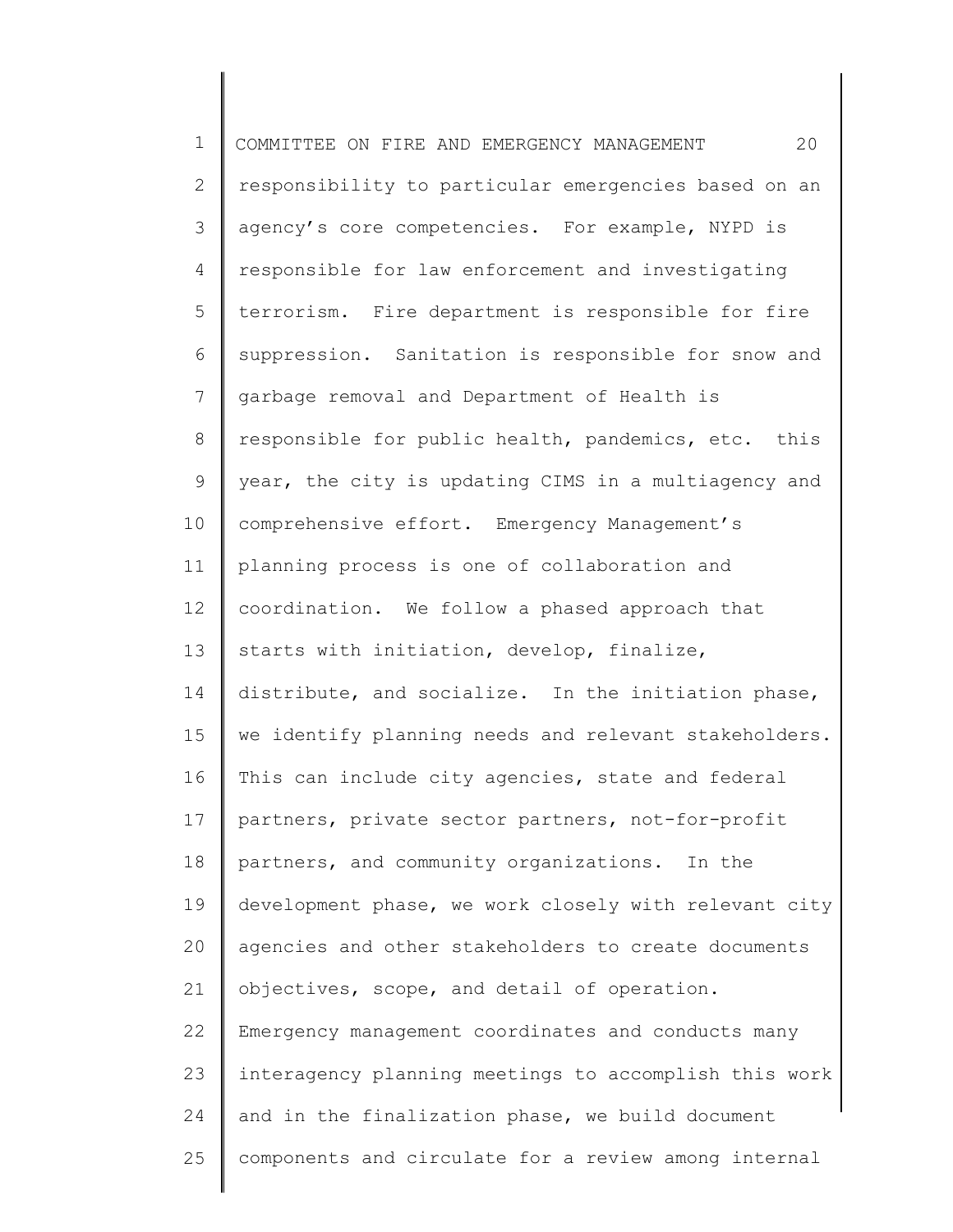responsibility to particular emergencies based on an agency's core competencies. For example, NYPD is responsible for law enforcement and investigating terrorism. Fire department is responsible for fire suppression. Sanitation is responsible for snow and garbage removal and Department of Health is responsible for public health, pandemics, etc. this year, the city is updating CIMS in a multiagency and comprehensive effort. Emergency Management's planning process is one of collaboration and coordination. We follow a phased approach that starts with initiation, develop, finalize, distribute, and socialize. In the initiation phase, we identify planning needs and relevant stakeholders. This can include city agencies, state and federal partners, private sector partners, not-for-profit partners, and community organizations. In the development phase, we work closely with relevant city agencies and other stakeholders to create documents objectives, scope, and detail of operation. Emergency management coordinates and conducts many interagency planning meetings to accomplish this work and in the finalization phase, we build document components and circulate for a review among internal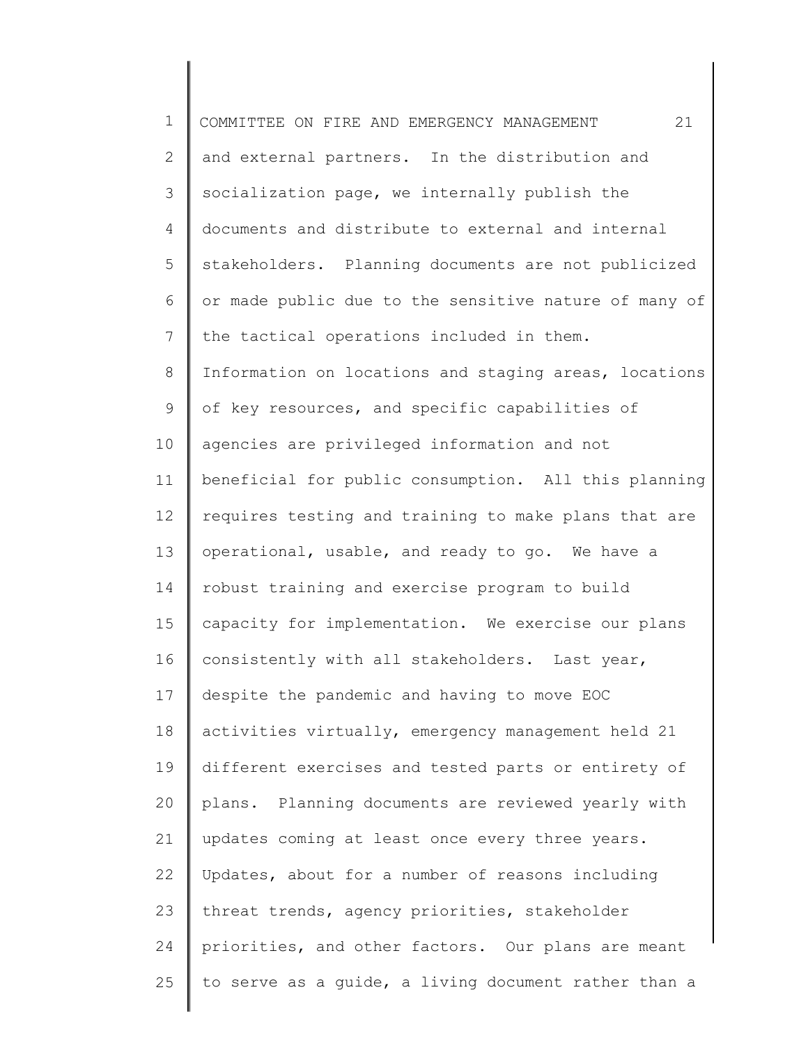and external partners. In the distribution and socialization page, we internally publish the documents and distribute to external and internal stakeholders. Planning documents are not publicized or made public due to the sensitive nature of many of the tactical operations included in them. Information on locations and staging areas, locations of key resources, and specific capabilities of agencies are privileged information and not beneficial for public consumption. All this planning requires testing and training to make plans that are operational, usable, and ready to go. We have a robust training and exercise program to build capacity for implementation. We exercise our plans consistently with all stakeholders. Last year, despite the pandemic and having to move EOC activities virtually, emergency management held 21 different exercises and tested parts or entirety of plans. Planning documents are reviewed yearly with updates coming at least once every three years. Updates, about for a number of reasons including threat trends, agency priorities, stakeholder priorities, and other factors. Our plans are meant to serve as a guide, a living document rather than a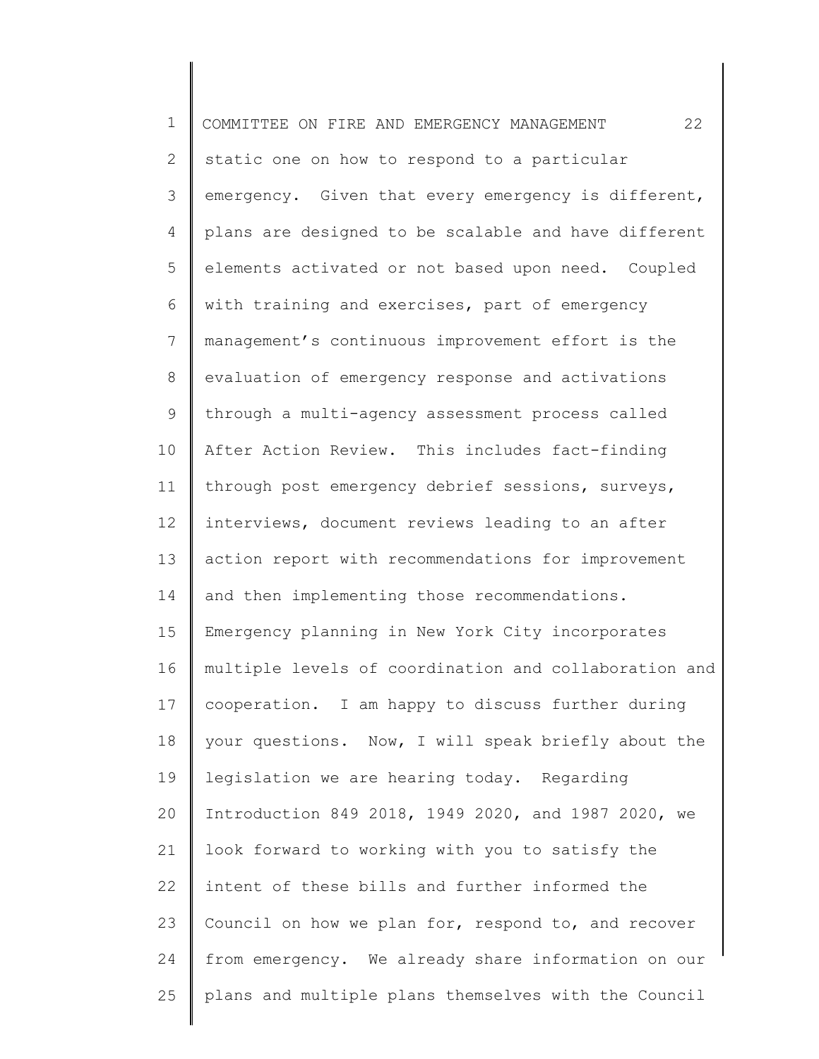static one on how to respond to a particular emergency. Given that every emergency is different, plans are designed to be scalable and have different elements activated or not based upon need. Coupled with training and exercises, part of emergency management's continuous improvement effort is the evaluation of emergency response and activations through a multi-agency assessment process called After Action Review. This includes fact-finding through post emergency debrief sessions, surveys, interviews, document reviews leading to an after action report with recommendations for improvement and then implementing those recommendations. Emergency planning in New York City incorporates multiple levels of coordination and collaboration and cooperation. I am happy to discuss further during your questions. Now, I will speak briefly about the legislation we are hearing today. Regarding Introduction 849 2018, 1949 2020, and 1987 2020, we look forward to working with you to satisfy the intent of these bills and further informed the Council on how we plan for, respond to, and recover from emergency. We already share information on our plans and multiple plans themselves with the Council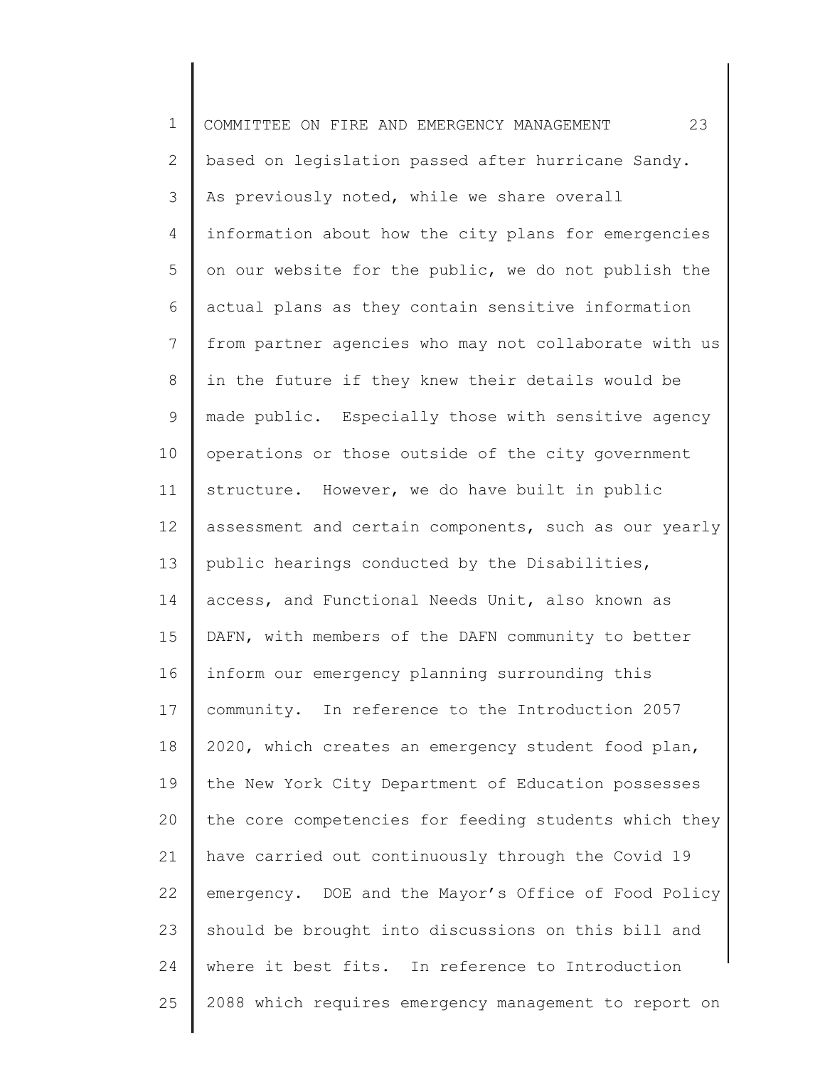based on legislation passed after hurricane Sandy. As previously noted, while we share overall information about how the city plans for emergencies on our website for the public, we do not publish the actual plans as they contain sensitive information from partner agencies who may not collaborate with us in the future if they knew their details would be made public. Especially those with sensitive agency operations or those outside of the city government structure. However, we do have built in public assessment and certain components, such as our yearly public hearings conducted by the Disabilities, access, and Functional Needs Unit, also known as DAFN, with members of the DAFN community to better inform our emergency planning surrounding this community. In reference to the Introduction 2057 2020, which creates an emergency student food plan, the New York City Department of Education possesses the core competencies for feeding students which they have carried out continuously through the Covid 19 emergency. DOE and the Mayor's Office of Food Policy should be brought into discussions on this bill and where it best fits. In reference to Introduction 2088 which requires emergency management to report on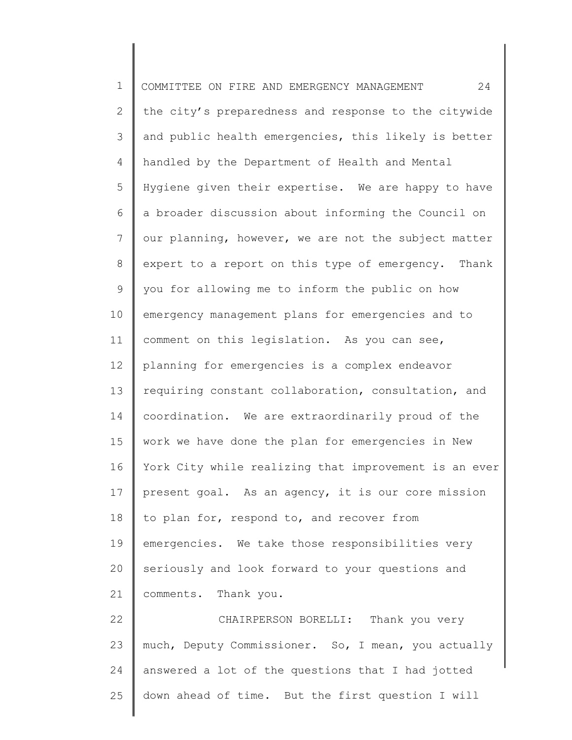the city's preparedness and response to the citywide and public health emergencies, this likely is better handled by the Department of Health and Mental Hygiene given their expertise. We are happy to have a broader discussion about informing the Council on our planning, however, we are not the subject matter expert to a report on this type of emergency. Thank you for allowing me to inform the public on how emergency management plans for emergencies and to comment on this legislation. As you can see, planning for emergencies is a complex endeavor requiring constant collaboration, consultation, and coordination. We are extraordinarily proud of the work we have done the plan for emergencies in New York City while realizing that improvement is an ever present goal. As an agency, it is our core mission to plan for, respond to, and recover from emergencies. We take those responsibilities very seriously and look forward to your questions and comments. Thank you.

CHAIRPERSON BORELLI: Thank you very much, Deputy Commissioner. So, I mean, you actually answered a lot of the questions that I had jotted down ahead of time. But the first question I will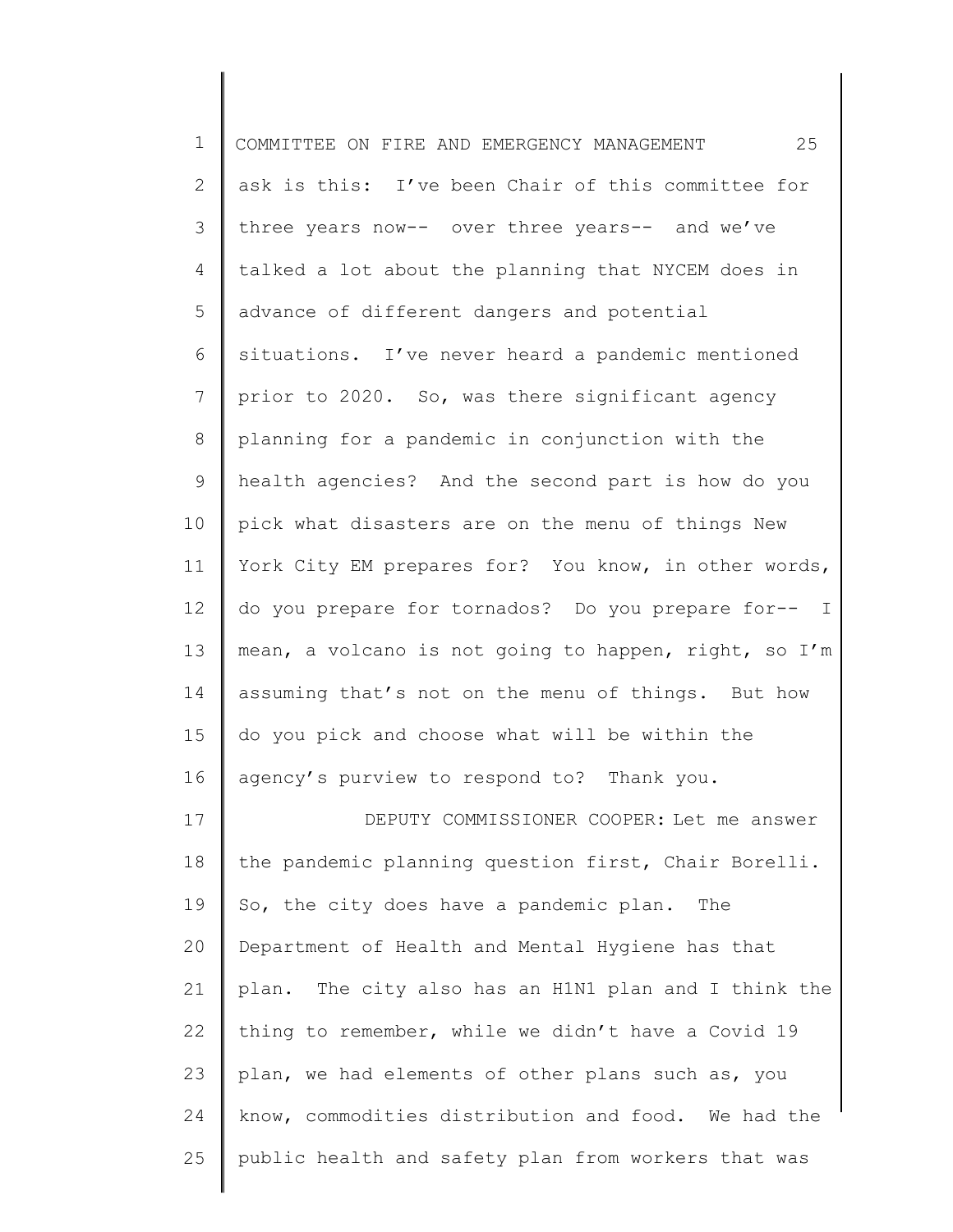ask is this: I've been Chair of this committee for three years now-- over three years-- and we've talked a lot about the planning that NYCEM does in advance of different dangers and potential situations. I've never heard a pandemic mentioned prior to 2020. So, was there significant agency planning for a pandemic in conjunction with the health agencies? And the second part is how do you pick what disasters are on the menu of things New York City EM prepares for? You know, in other words, do you prepare for tornados? Do you prepare for-- I mean, a volcano is not going to happen, right, so I'm assuming that's not on the menu of things. But how do you pick and choose what will be within the agency's purview to respond to? Thank you.

DEPUTY COMMISSIONER COOPER: Let me answer the pandemic planning question first, Chair Borelli. So, the city does have a pandemic plan. The Department of Health and Mental Hygiene has that plan. The city also has an H1N1 plan and I think the thing to remember, while we didn't have a Covid 19 plan, we had elements of other plans such as, you know, commodities distribution and food. We had the public health and safety plan from workers that was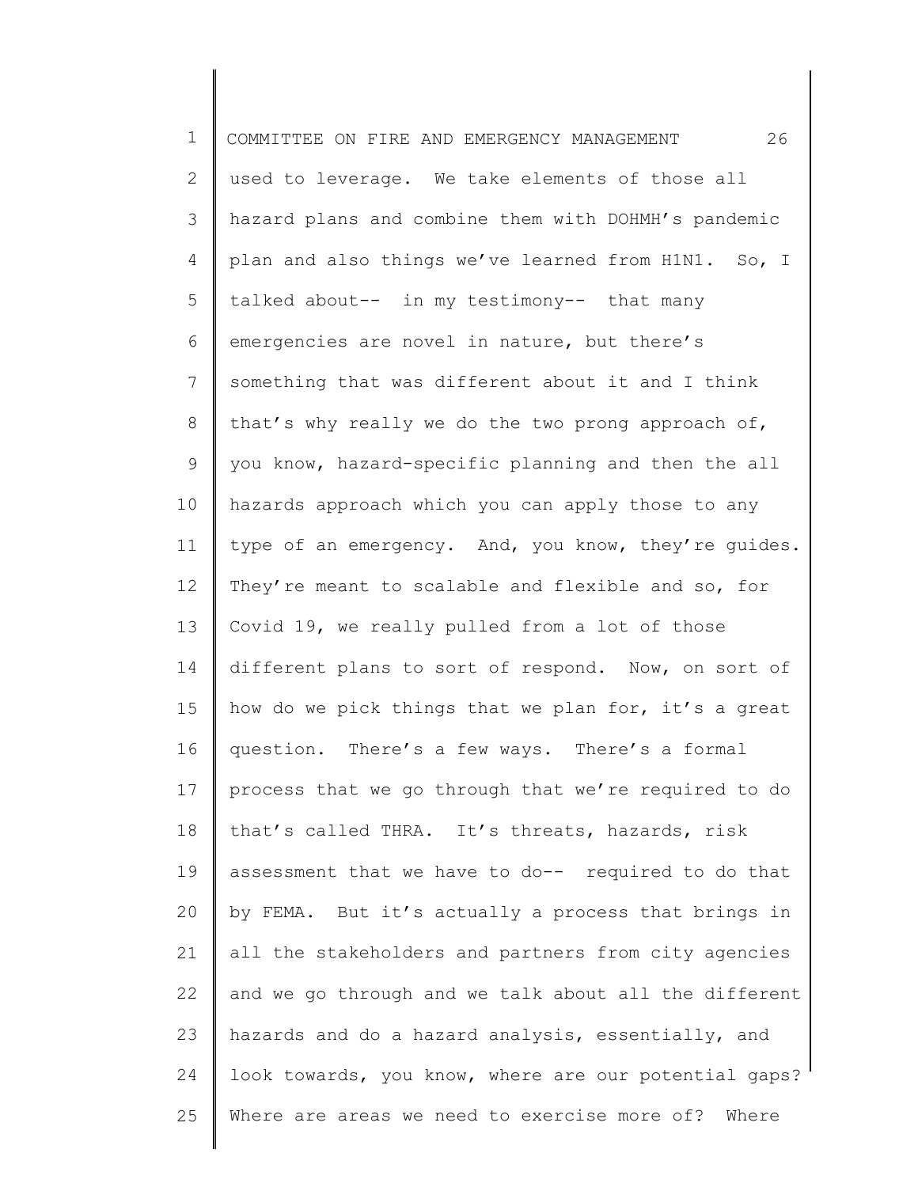used to leverage. We take elements of those all hazard plans and combine them with DOHMH's pandemic plan and also things we've learned from H1N1. So, I talked about-- in my testimony-- that many emergencies are novel in nature, but there's something that was different about it and I think that's why really we do the two prong approach of, you know, hazard-specific planning and then the all hazards approach which you can apply those to any type of an emergency. And, you know, they're guides. They're meant to scalable and flexible and so, for Covid 19, we really pulled from a lot of those different plans to sort of respond. Now, on sort of how do we pick things that we plan for, it's a great question. There's a few ways. There's a formal process that we go through that we're required to do that's called THRA. It's threats, hazards, risk assessment that we have to do-- required to do that by FEMA. But it's actually a process that brings in all the stakeholders and partners from city agencies and we go through and we talk about all the different hazards and do a hazard analysis, essentially, and look towards, you know, where are our potential gaps? Where are areas we need to exercise more of? Where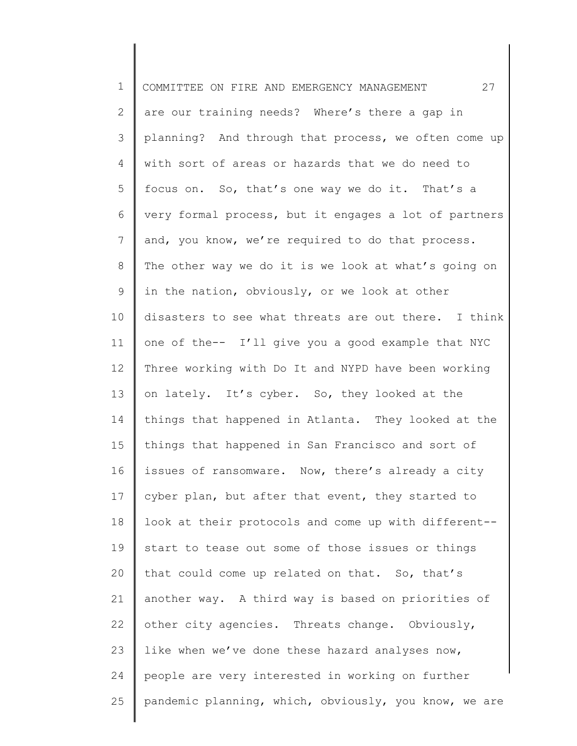are our training needs? Where's there a gap in planning? And through that process, we often come up with sort of areas or hazards that we do need to focus on. So, that's one way we do it. That's a very formal process, but it engages a lot of partners and, you know, we're required to do that process. The other way we do it is we look at what's going on in the nation, obviously, or we look at other disasters to see what threats are out there. I think one of the-- I'll give you a good example that NYC Three working with Do It and NYPD have been working on lately. It's cyber. So, they looked at the things that happened in Atlanta. They looked at the things that happened in San Francisco and sort of issues of ransomware. Now, there's already a city cyber plan, but after that event, they started to look at their protocols and come up with different-- start to tease out some of those issues or things that could come up related on that. So, that's another way. A third way is based on priorities of other city agencies. Threats change. Obviously, like when we've done these hazard analyses now, people are very interested in working on further pandemic planning, which, obviously, you know, we are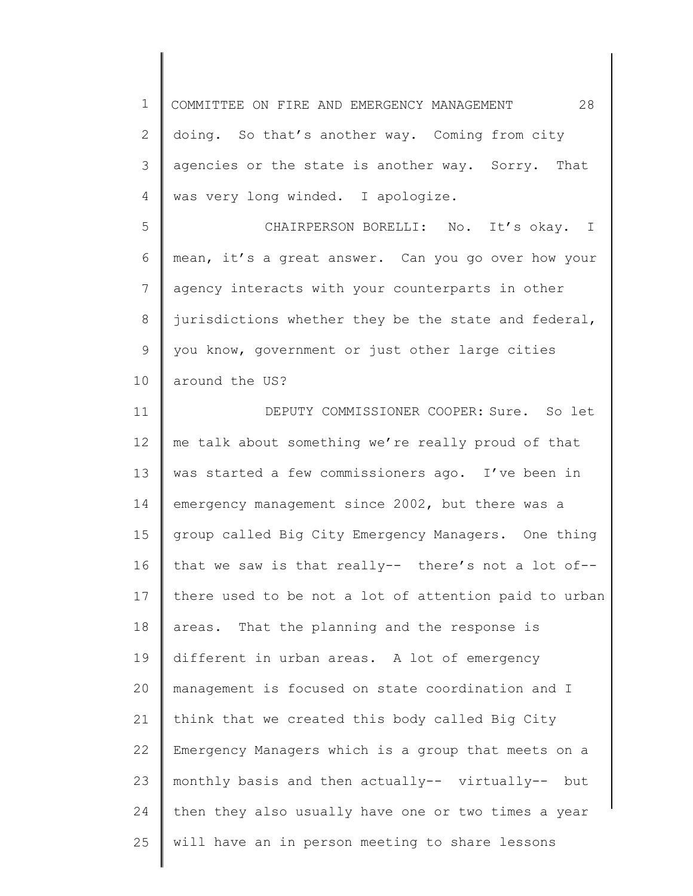doing. So that's another way. Coming from city agencies or the state is another way. Sorry. That was very long winded. I apologize.

CHAIRPERSON BORELLI: No. It's okay. I mean, it's a great answer. Can you go over how your agency interacts with your counterparts in other jurisdictions whether they be the state and federal, you know, government or just other large cities around the US?

DEPUTY COMMISSIONER COOPER: Sure. So let me talk about something we're really proud of that was started a few commissioners ago. I've been in emergency management since 2002, but there was a group called Big City Emergency Managers. One thing that we saw is that really-- there's not a lot of-- there used to be not a lot of attention paid to urban areas. That the planning and the response is different in urban areas. A lot of emergency management is focused on state coordination and I think that we created this body called Big City Emergency Managers which is a group that meets on a monthly basis and then actually-- virtually-- but then they also usually have one or two times a year will have an in person meeting to share lessons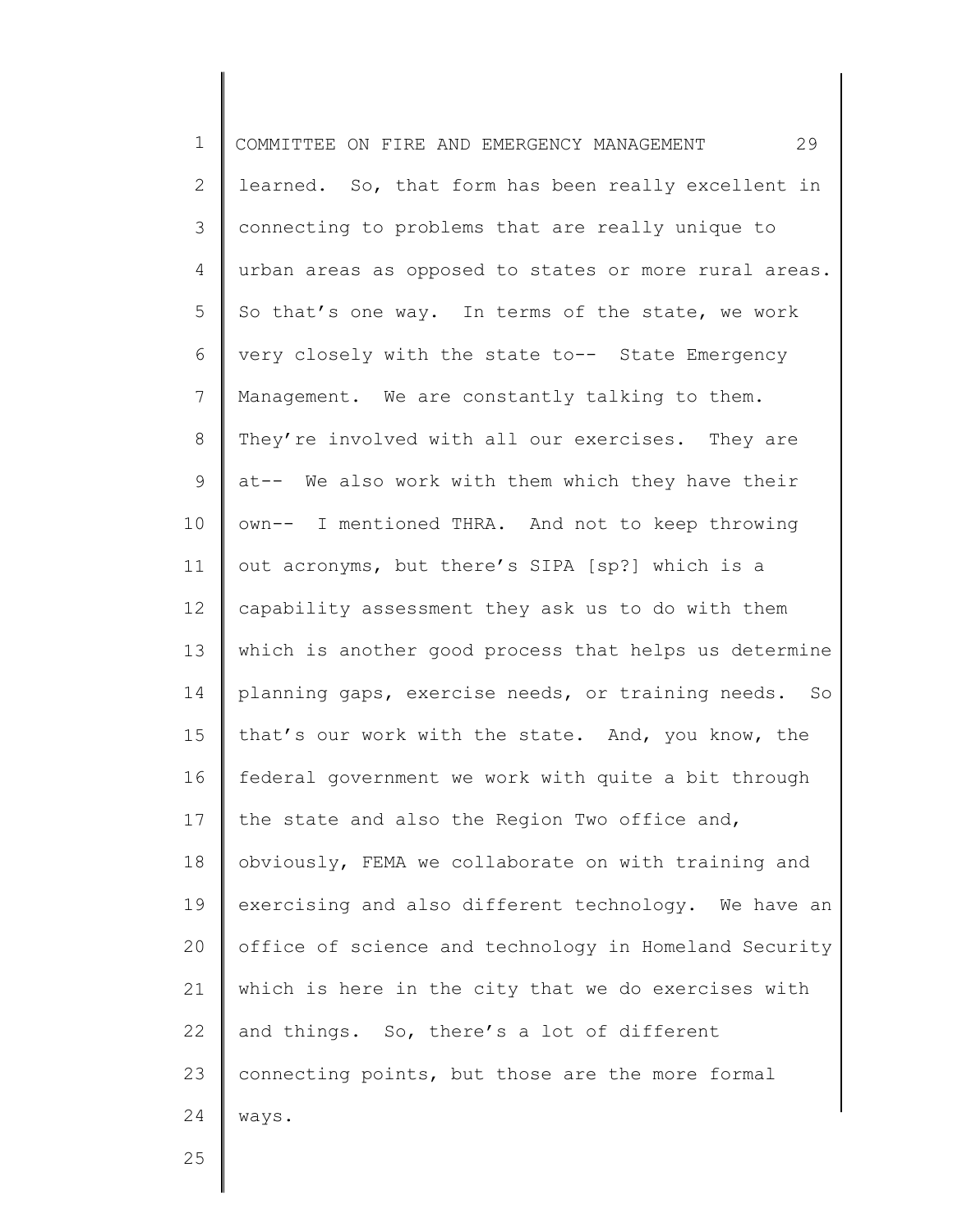learned. So, that form has been really excellent in connecting to problems that are really unique to urban areas as opposed to states or more rural areas. So that's one way. In terms of the state, we work very closely with the state to-- State Emergency Management. We are constantly talking to them. They're involved with all our exercises. They are at-- We also work with them which they have their own-- I mentioned THRA. And not to keep throwing out acronyms, but there's SIPA [sp?] which is a capability assessment they ask us to do with them which is another good process that helps us determine planning gaps, exercise needs, or training needs. So that's our work with the state. And, you know, the federal government we work with quite a bit through the state and also the Region Two office and, obviously, FEMA we collaborate on with training and exercising and also different technology. We have an office of science and technology in Homeland Security which is here in the city that we do exercises with and things. So, there's a lot of different connecting points, but those are the more formal ways.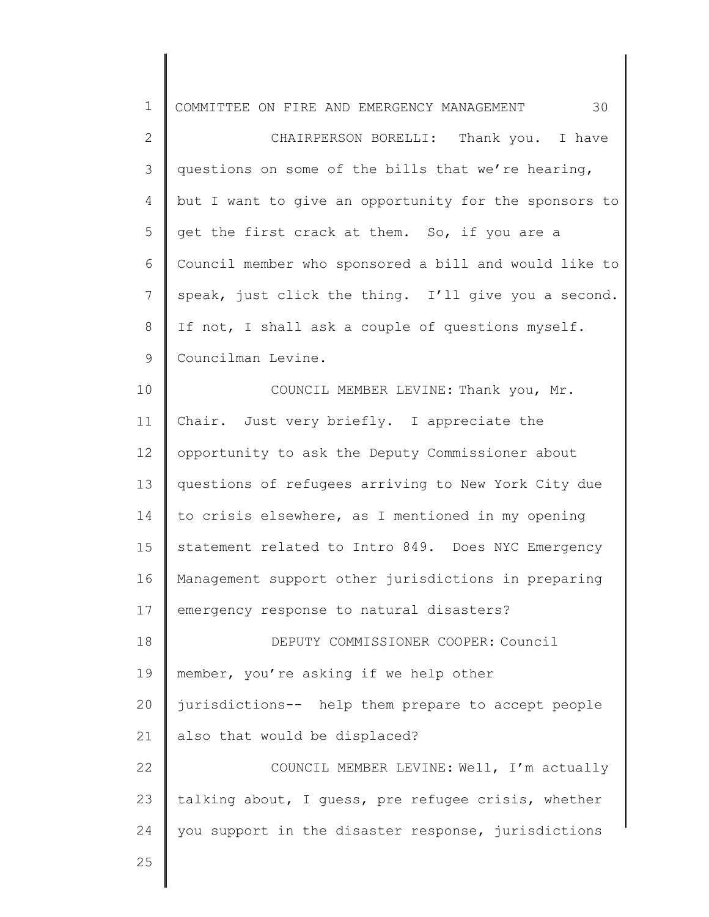CHAIRPERSON BORELLI: Thank you. I have questions on some of the bills that we're hearing, but I want to give an opportunity for the sponsors to get the first crack at them. So, if you are a Council member who sponsored a bill and would like to speak, just click the thing. I'll give you a second. If not, I shall ask a couple of questions myself. Councilman Levine.

COUNCIL MEMBER LEVINE: Thank you, Mr. Chair. Just very briefly. I appreciate the opportunity to ask the Deputy Commissioner about questions of refugees arriving to New York City due to crisis elsewhere, as I mentioned in my opening statement related to Intro 849. Does NYC Emergency Management support other jurisdictions in preparing emergency response to natural disasters?

DEPUTY COMMISSIONER COOPER: Council member, you're asking if we help other jurisdictions-- help them prepare to accept people also that would be displaced?

COUNCIL MEMBER LEVINE: Well, I'm actually talking about, I guess, pre refugee crisis, whether you support in the disaster response, jurisdictions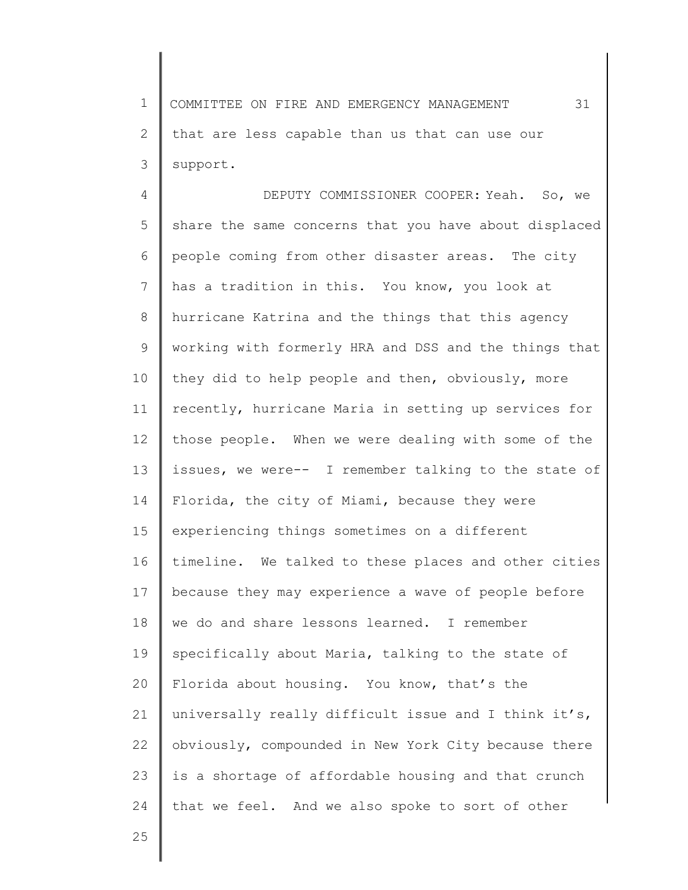that are less capable than us that can use our support.

DEPUTY COMMISSIONER COOPER: Yeah. So, we share the same concerns that you have about displaced people coming from other disaster areas. The city has a tradition in this. You know, you look at hurricane Katrina and the things that this agency working with formerly HRA and DSS and the things that they did to help people and then, obviously, more recently, hurricane Maria in setting up services for those people. When we were dealing with some of the issues, we were-- I remember talking to the state of Florida, the city of Miami, because they were experiencing things sometimes on a different timeline. We talked to these places and other cities because they may experience a wave of people before we do and share lessons learned. I remember specifically about Maria, talking to the state of Florida about housing. You know, that's the universally really difficult issue and I think it's, obviously, compounded in New York City because there is a shortage of affordable housing and that crunch that we feel. And we also spoke to sort of other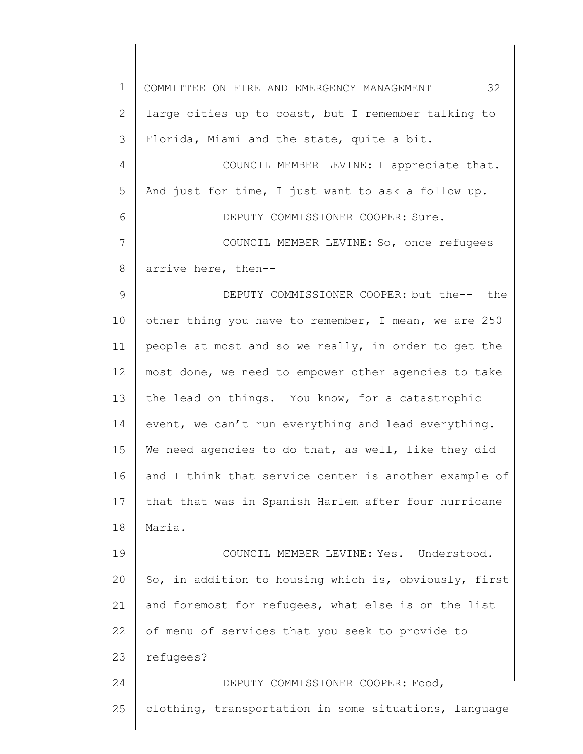large cities up to coast, but I remember talking to Florida, Miami and the state, quite a bit.

COUNCIL MEMBER LEVINE: I appreciate that. And just for time, I just want to ask a follow up.

DEPUTY COMMISSIONER COOPER: Sure.

COUNCIL MEMBER LEVINE: So, once refugees arrive here, then--

DEPUTY COMMISSIONER COOPER: but the-- the other thing you have to remember, I mean, we are 250 people at most and so we really, in order to get the most done, we need to empower other agencies to take the lead on things. You know, for a catastrophic event, we can't run everything and lead everything. We need agencies to do that, as well, like they did and I think that service center is another example of that that was in Spanish Harlem after four hurricane Maria.

COUNCIL MEMBER LEVINE: Yes. Understood. So, in addition to housing which is, obviously, first and foremost for refugees, what else is on the list of menu of services that you seek to provide to refugees?

DEPUTY COMMISSIONER COOPER: Food, clothing, transportation in some situations, language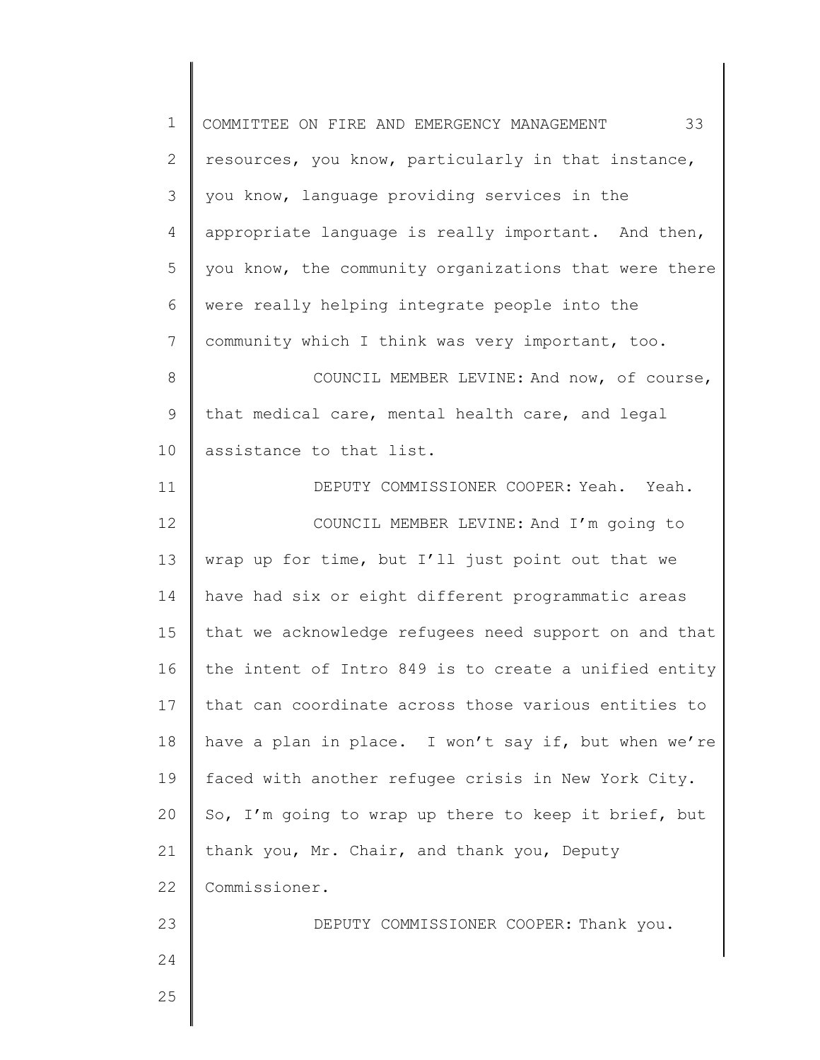resources, you know, particularly in that instance, you know, language providing services in the appropriate language is really important. And then, you know, the community organizations that were there were really helping integrate people into the community which I think was very important, too.

COUNCIL MEMBER LEVINE: And now, of course, that medical care, mental health care, and legal assistance to that list.

DEPUTY COMMISSIONER COOPER: Yeah. Yeah.

COUNCIL MEMBER LEVINE: And I'm going to wrap up for time, but I'll just point out that we have had six or eight different programmatic areas that we acknowledge refugees need support on and that the intent of Intro 849 is to create a unified entity that can coordinate across those various entities to have a plan in place. I won't say if, but when we're faced with another refugee crisis in New York City. So, I'm going to wrap up there to keep it brief, but thank you, Mr. Chair, and thank you, Deputy Commissioner.

DEPUTY COMMISSIONER COOPER: Thank you.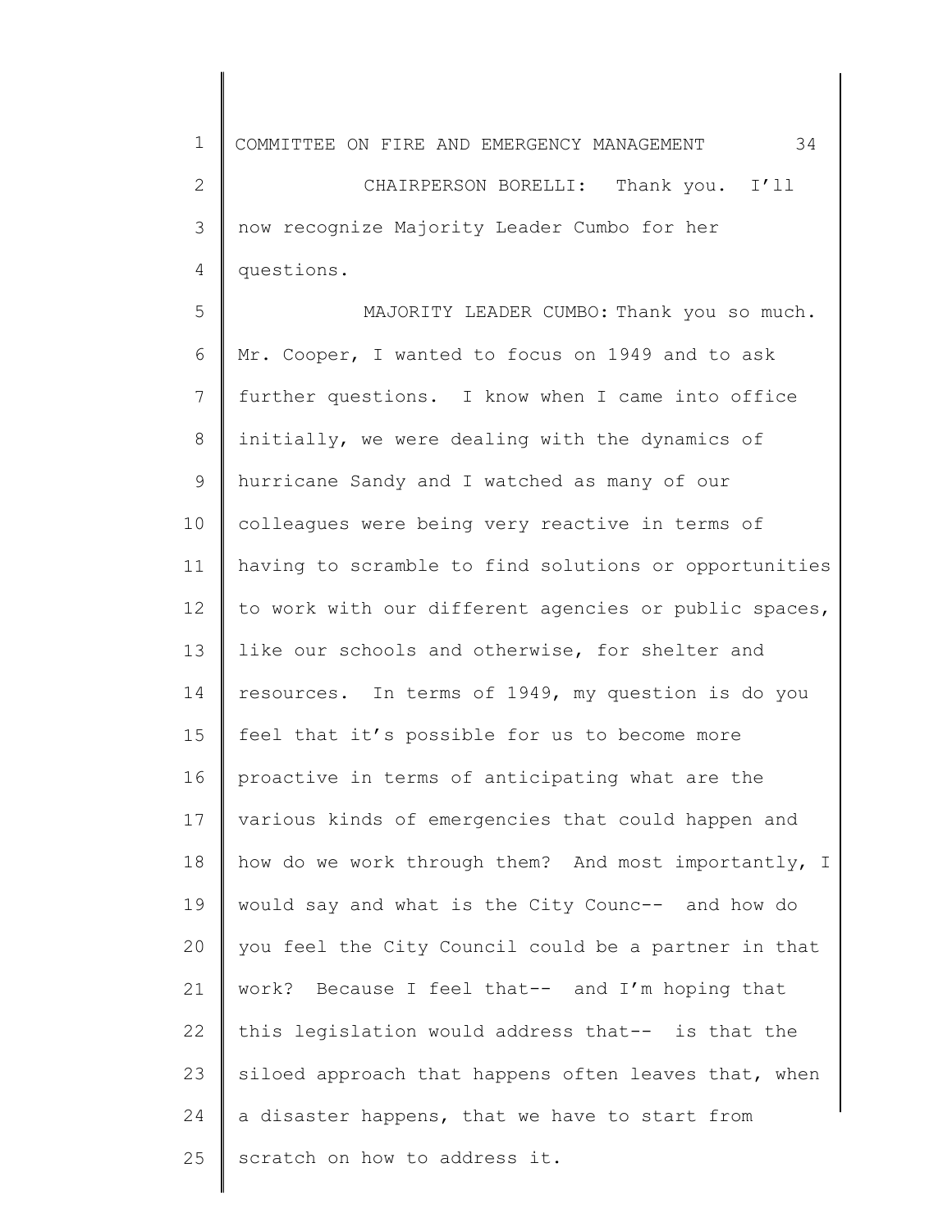CHAIRPERSON BORELLI: Thank you. I'll now recognize Majority Leader Cumbo for her questions.

MAJORITY LEADER CUMBO: Thank you so much. Mr. Cooper, I wanted to focus on 1949 and to ask further questions. I know when I came into office initially, we were dealing with the dynamics of hurricane Sandy and I watched as many of our colleagues were being very reactive in terms of having to scramble to find solutions or opportunities to work with our different agencies or public spaces, like our schools and otherwise, for shelter and resources. In terms of 1949, my question is do you feel that it's possible for us to become more proactive in terms of anticipating what are the various kinds of emergencies that could happen and how do we work through them? And most importantly, I would say and what is the City Counc-- and how do you feel the City Council could be a partner in that work? Because I feel that-- and I'm hoping that this legislation would address that-- is that the siloed approach that happens often leaves that, when a disaster happens, that we have to start from scratch on how to address it.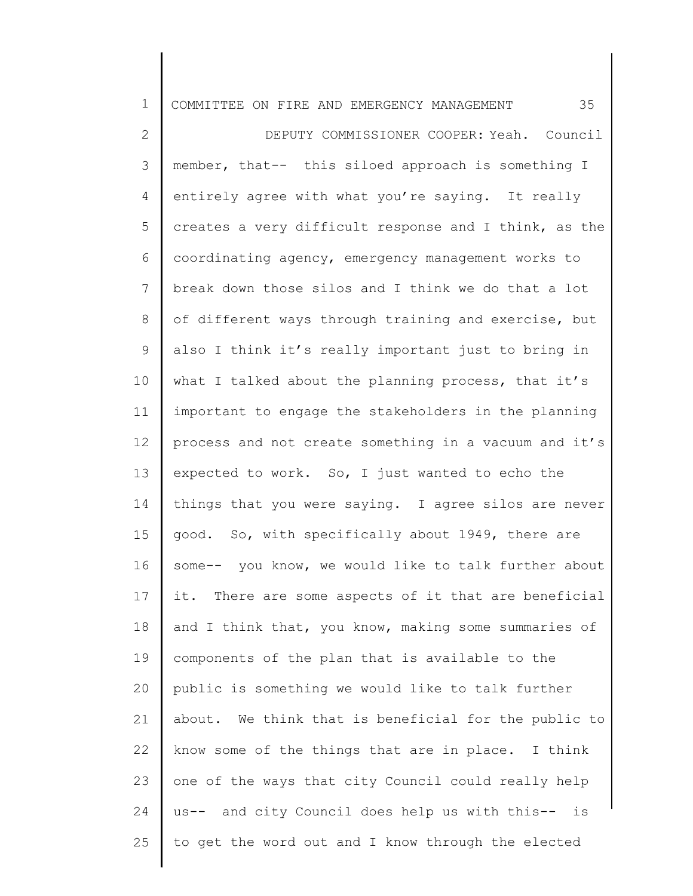DEPUTY COMMISSIONER COOPER: Yeah. Council member, that-- this siloed approach is something I entirely agree with what you're saying. It really creates a very difficult response and I think, as the coordinating agency, emergency management works to break down those silos and I think we do that a lot of different ways through training and exercise, but also I think it's really important just to bring in what I talked about the planning process, that it's important to engage the stakeholders in the planning process and not create something in a vacuum and it's expected to work. So, I just wanted to echo the things that you were saying. I agree silos are never good. So, with specifically about 1949, there are some-- you know, we would like to talk further about it. There are some aspects of it that are beneficial and I think that, you know, making some summaries of components of the plan that is available to the public is something we would like to talk further about. We think that is beneficial for the public to know some of the things that are in place. I think one of the ways that city Council could really help us-- and city Council does help us with this-- is to get the word out and I know through the elected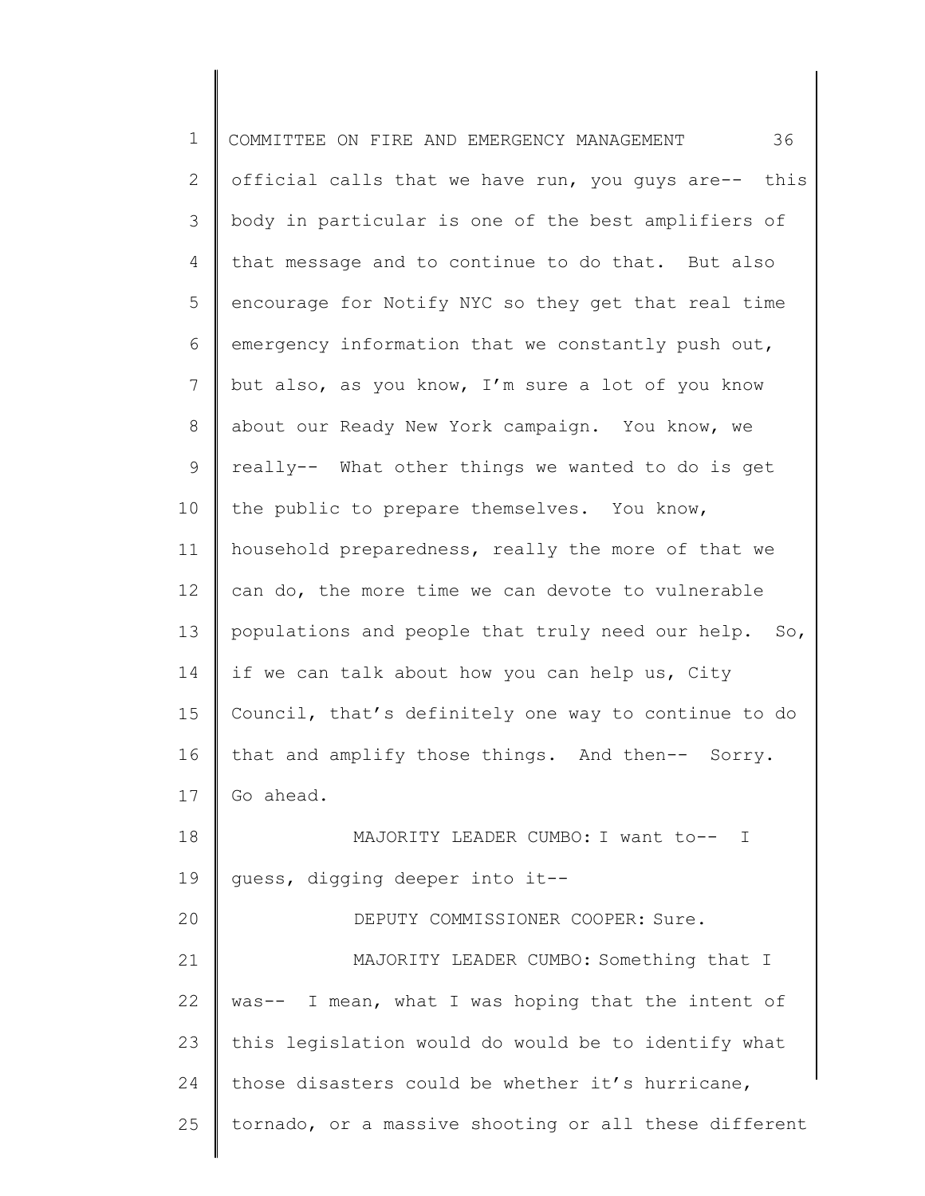official calls that we have run, you guys are-- this body in particular is one of the best amplifiers of that message and to continue to do that. But also encourage for Notify NYC so they get that real time emergency information that we constantly push out, but also, as you know, I'm sure a lot of you know about our Ready New York campaign. You know, we really-- What other things we wanted to do is get the public to prepare themselves. You know, household preparedness, really the more of that we can do, the more time we can devote to vulnerable populations and people that truly need our help. So, if we can talk about how you can help us, City Council, that's definitely one way to continue to do that and amplify those things. And then-- Sorry. Go ahead.

MAJORITY LEADER CUMBO: I want to-- I guess, digging deeper into it--

DEPUTY COMMISSIONER COOPER: Sure.

MAJORITY LEADER CUMBO: Something that I was-- I mean, what I was hoping that the intent of this legislation would do would be to identify what those disasters could be whether it's hurricane, tornado, or a massive shooting or all these different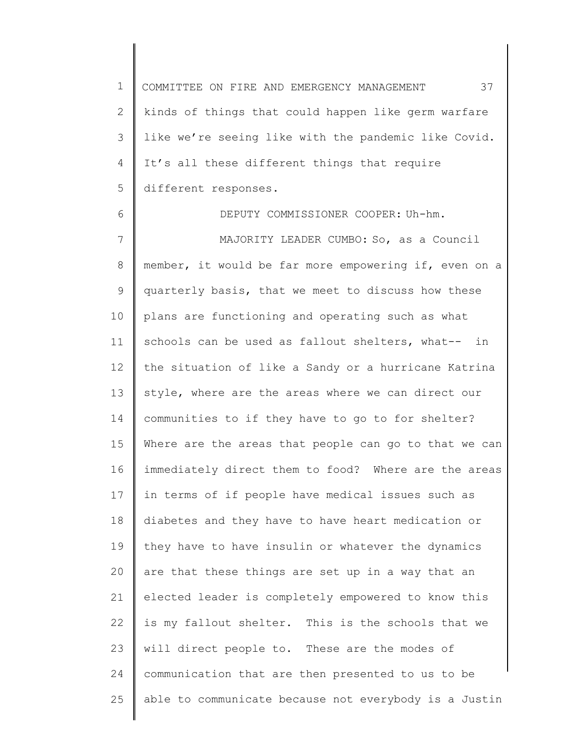kinds of things that could happen like germ warfare like we're seeing like with the pandemic like Covid. It's all these different things that require different responses.

DEPUTY COMMISSIONER COOPER: Uh-hm.

MAJORITY LEADER CUMBO: So, as a Council member, it would be far more empowering if, even on a quarterly basis, that we meet to discuss how these plans are functioning and operating such as what schools can be used as fallout shelters, what-- in the situation of like a Sandy or a hurricane Katrina style, where are the areas where we can direct our communities to if they have to go to for shelter? Where are the areas that people can go to that we can immediately direct them to food? Where are the areas in terms of if people have medical issues such as diabetes and they have to have heart medication or they have to have insulin or whatever the dynamics are that these things are set up in a way that an elected leader is completely empowered to know this is my fallout shelter. This is the schools that we will direct people to. These are the modes of communication that are then presented to us to be able to communicate because not everybody is a Justin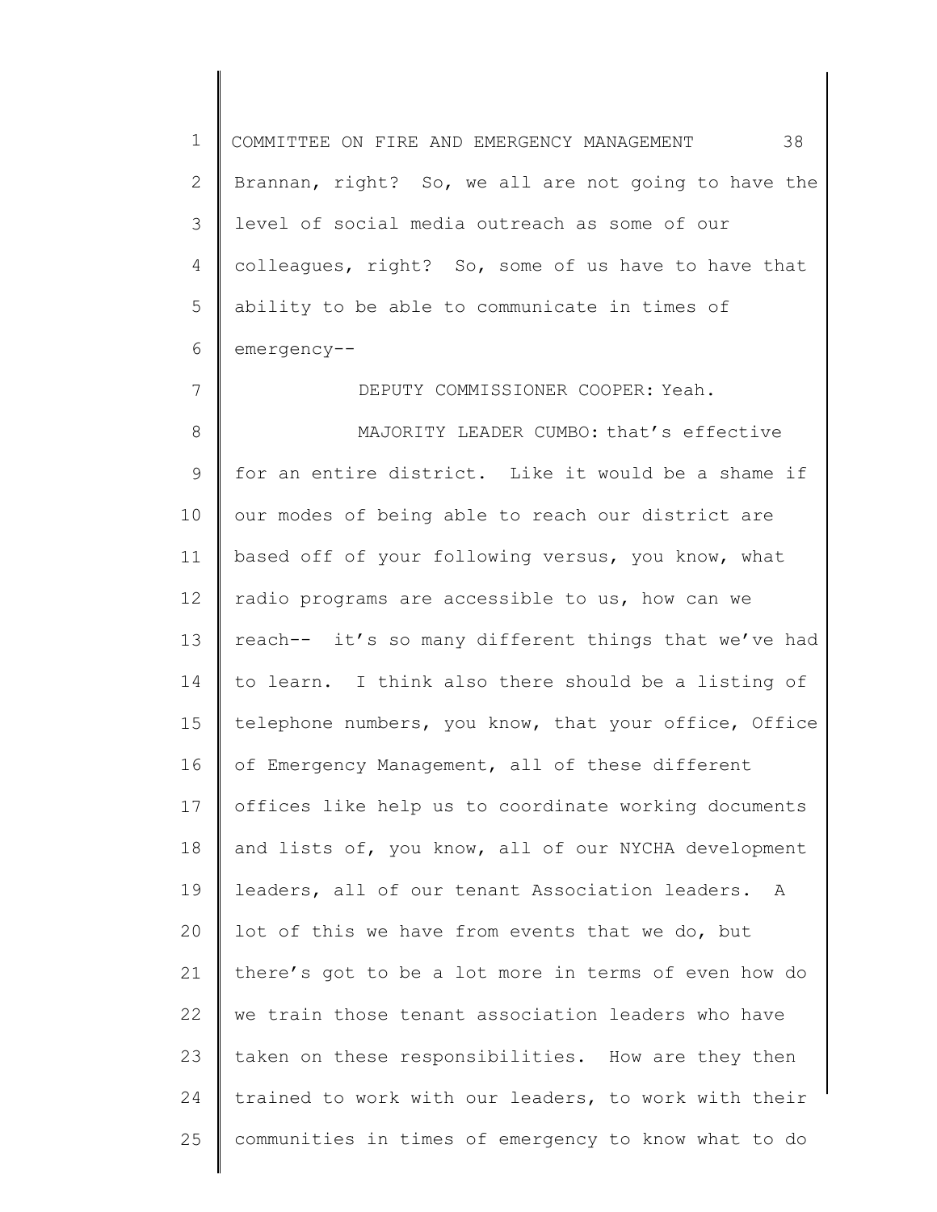Brannan, right? So, we all are not going to have the level of social media outreach as some of our colleagues, right? So, some of us have to have that ability to be able to communicate in times of emergency--

DEPUTY COMMISSIONER COOPER: Yeah.

MAJORITY LEADER CUMBO: that's effective for an entire district. Like it would be a shame if our modes of being able to reach our district are based off of your following versus, you know, what radio programs are accessible to us, how can we reach-- it's so many different things that we've had to learn. I think also there should be a listing of telephone numbers, you know, that your office, Office of Emergency Management, all of these different offices like help us to coordinate working documents and lists of, you know, all of our NYCHA development leaders, all of our tenant Association leaders. A lot of this we have from events that we do, but there's got to be a lot more in terms of even how do we train those tenant association leaders who have taken on these responsibilities. How are they then trained to work with our leaders, to work with their communities in times of emergency to know what to do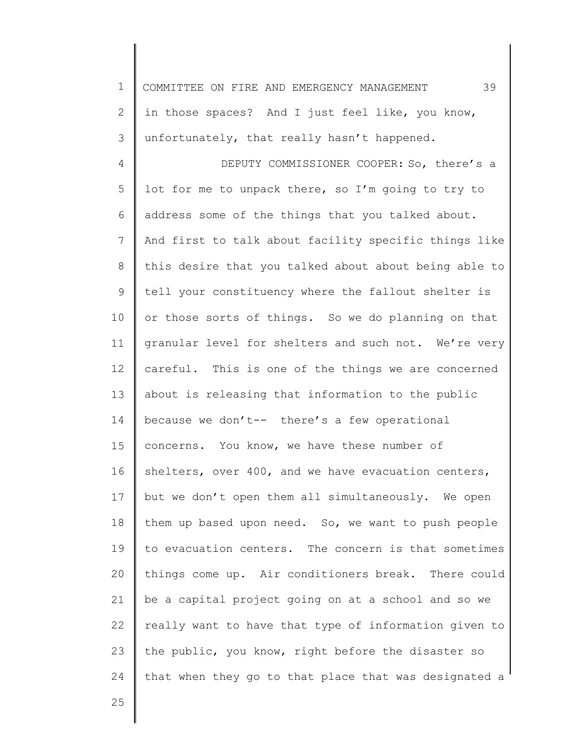in those spaces? And I just feel like, you know, unfortunately, that really hasn't happened.

DEPUTY COMMISSIONER COOPER: So, there's a lot for me to unpack there, so I'm going to try to address some of the things that you talked about. And first to talk about facility specific things like this desire that you talked about about being able to tell your constituency where the fallout shelter is or those sorts of things. So we do planning on that granular level for shelters and such not. We're very careful. This is one of the things we are concerned about is releasing that information to the public because we don't-- there's a few operational concerns. You know, we have these number of shelters, over 400, and we have evacuation centers, but we don't open them all simultaneously. We open them up based upon need. So, we want to push people to evacuation centers. The concern is that sometimes things come up. Air conditioners break. There could be a capital project going on at a school and so we really want to have that type of information given to the public, you know, right before the disaster so that when they go to that place that was designated a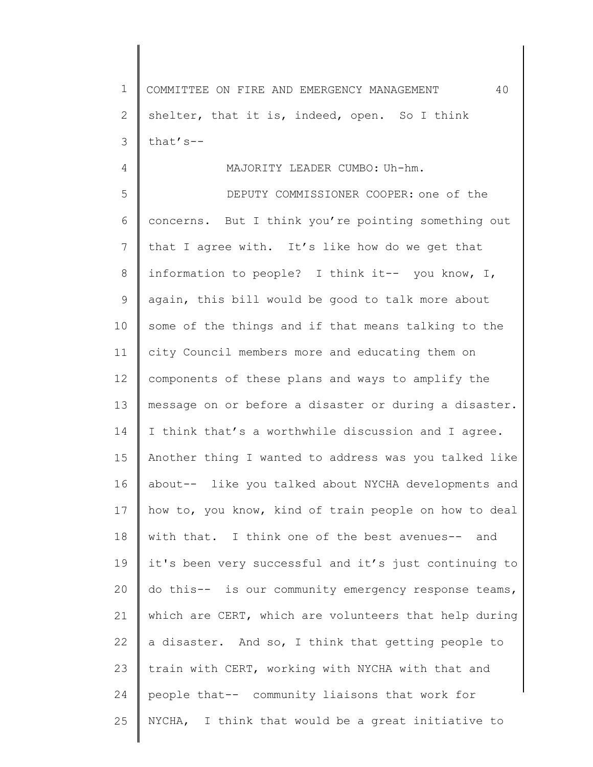shelter, that it is, indeed, open. So I think that's--

MAJORITY LEADER CUMBO: Uh-hm.

DEPUTY COMMISSIONER COOPER: one of the concerns. But I think you're pointing something out that I agree with. It's like how do we get that information to people? I think it-- you know, I, again, this bill would be good to talk more about some of the things and if that means talking to the city Council members more and educating them on components of these plans and ways to amplify the message on or before a disaster or during a disaster. I think that's a worthwhile discussion and I agree. Another thing I wanted to address was you talked like about-- like you talked about NYCHA developments and how to, you know, kind of train people on how to deal with that. I think one of the best avenues-- and it's been very successful and it's just continuing to do this-- is our community emergency response teams, which are CERT, which are volunteers that help during a disaster. And so, I think that getting people to train with CERT, working with NYCHA with that and people that-- community liaisons that work for NYCHA, I think that would be a great initiative to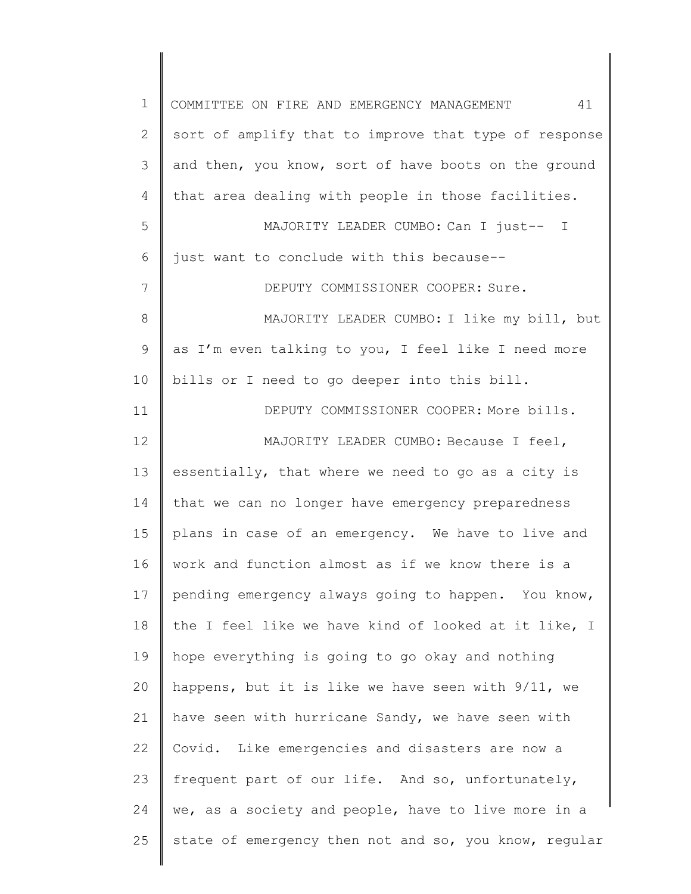sort of amplify that to improve that type of response and then, you know, sort of have boots on the ground that area dealing with people in those facilities.

MAJORITY LEADER CUMBO: Can I just-- I just want to conclude with this because--

DEPUTY COMMISSIONER COOPER: Sure.

MAJORITY LEADER CUMBO: I like my bill, but as I'm even talking to you, I feel like I need more bills or I need to go deeper into this bill.

DEPUTY COMMISSIONER COOPER: More bills.

MAJORITY LEADER CUMBO: Because I feel, essentially, that where we need to go as a city is that we can no longer have emergency preparedness plans in case of an emergency. We have to live and work and function almost as if we know there is a pending emergency always going to happen. You know, the I feel like we have kind of looked at it like, I hope everything is going to go okay and nothing happens, but it is like we have seen with 9/11, we have seen with hurricane Sandy, we have seen with Covid. Like emergencies and disasters are now a frequent part of our life. And so, unfortunately, we, as a society and people, have to live more in a state of emergency then not and so, you know, regular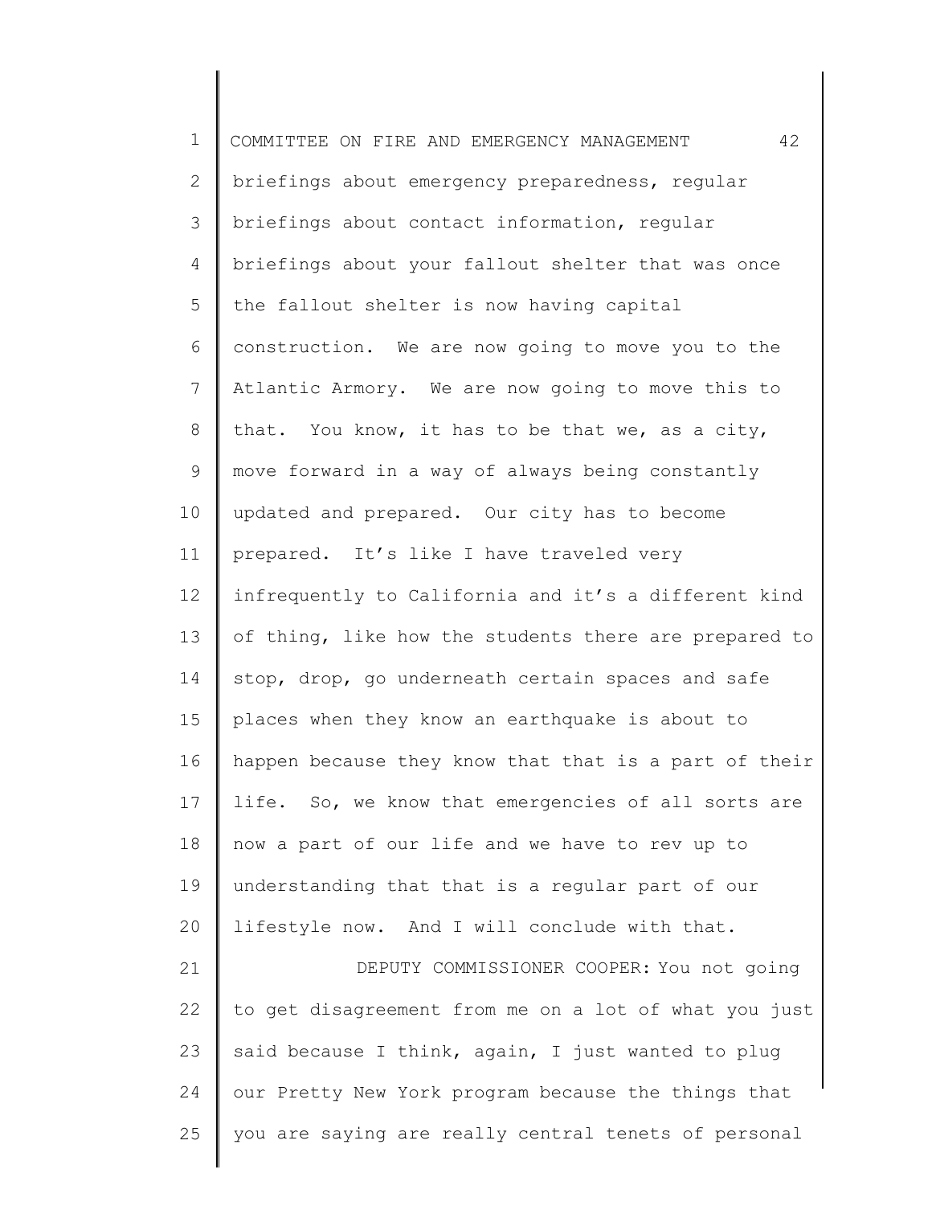briefings about emergency preparedness, regular briefings about contact information, regular briefings about your fallout shelter that was once the fallout shelter is now having capital construction. We are now going to move you to the Atlantic Armory. We are now going to move this to that. You know, it has to be that we, as a city, move forward in a way of always being constantly updated and prepared. Our city has to become prepared. It's like I have traveled very infrequently to California and it's a different kind of thing, like how the students there are prepared to stop, drop, go underneath certain spaces and safe places when they know an earthquake is about to happen because they know that that is a part of their life. So, we know that emergencies of all sorts are now a part of our life and we have to rev up to understanding that that is a regular part of our lifestyle now. And I will conclude with that.

DEPUTY COMMISSIONER COOPER: You not going to get disagreement from me on a lot of what you just said because I think, again, I just wanted to plug our Pretty New York program because the things that you are saying are really central tenets of personal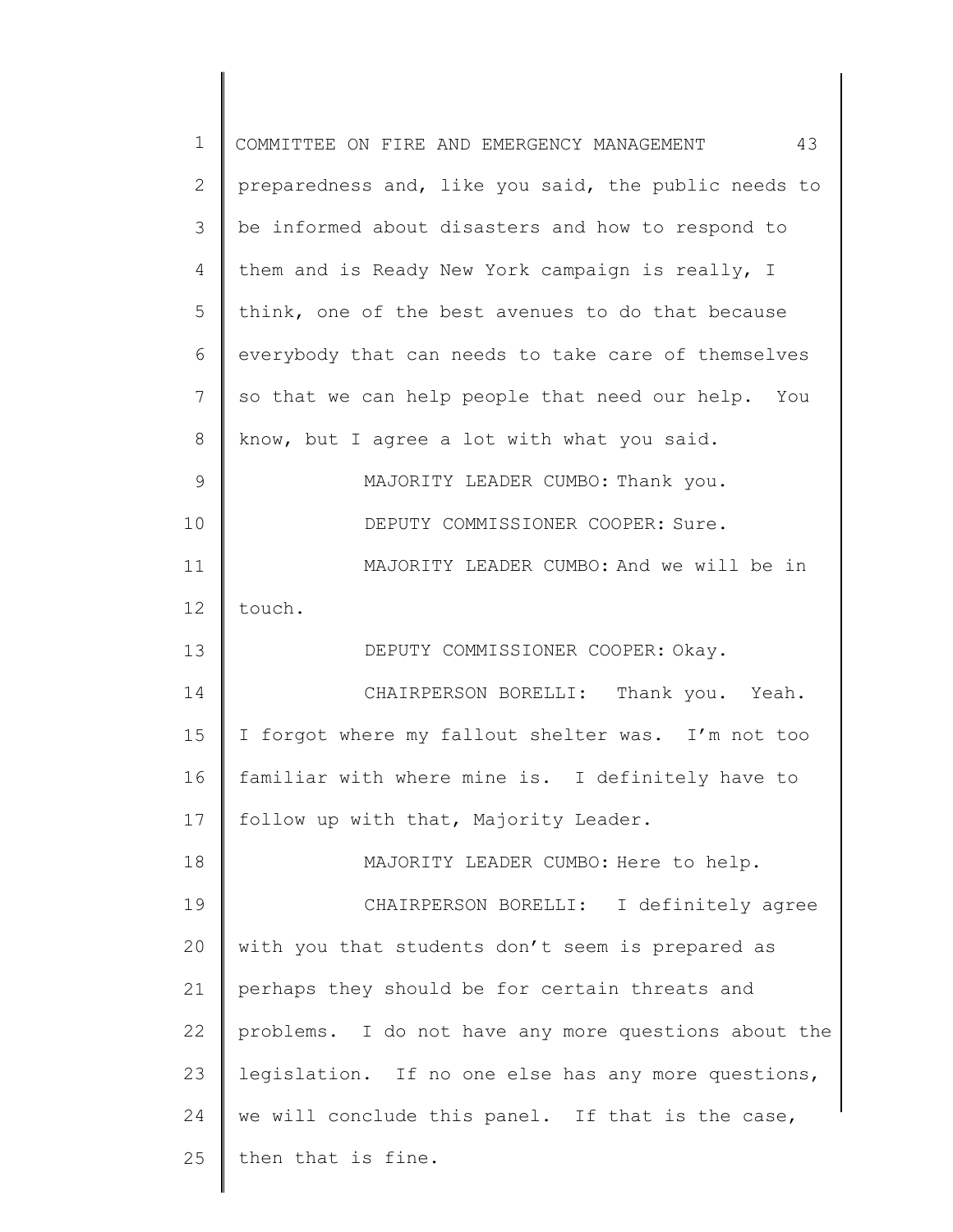preparedness and, like you said, the public needs to be informed about disasters and how to respond to them and is Ready New York campaign is really, I think, one of the best avenues to do that because everybody that can needs to take care of themselves so that we can help people that need our help. You know, but I agree a lot with what you said.

MAJORITY LEADER CUMBO: Thank you.

DEPUTY COMMISSIONER COOPER: Sure.

MAJORITY LEADER CUMBO: And we will be in touch.

DEPUTY COMMISSIONER COOPER: Okay.

CHAIRPERSON BORELLI: Thank you. Yeah. I forgot where my fallout shelter was. I'm not too familiar with where mine is. I definitely have to follow up with that, Majority Leader.

MAJORITY LEADER CUMBO: Here to help.

CHAIRPERSON BORELLI: I definitely agree with you that students don't seem is prepared as perhaps they should be for certain threats and problems. I do not have any more questions about the legislation. If no one else has any more questions, we will conclude this panel. If that is the case, then that is fine.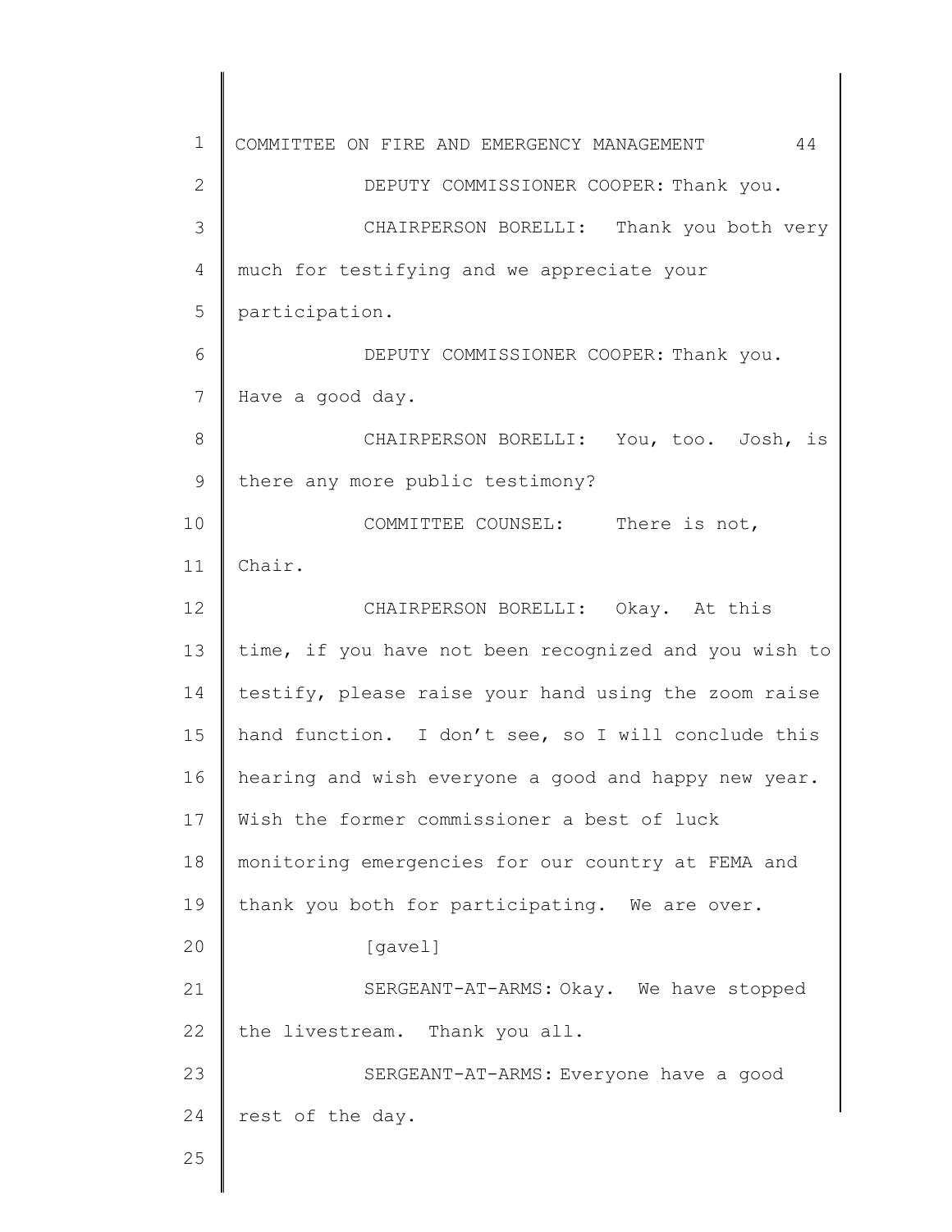DEPUTY COMMISSIONER COOPER: Thank you.

CHAIRPERSON BORELLI: Thank you both very much for testifying and we appreciate your participation.

DEPUTY COMMISSIONER COOPER: Thank you. Have a good day.

CHAIRPERSON BORELLI: You, too. Josh, is there any more public testimony?

COMMITTEE COUNSEL: There is not, Chair.

CHAIRPERSON BORELLI: Okay. At this time, if you have not been recognized and you wish to testify, please raise your hand using the zoom raise hand function. I don't see, so I will conclude this hearing and wish everyone a good and happy new year. Wish the former commissioner a best of luck monitoring emergencies for our country at FEMA and thank you both for participating. We are over.

[gavel]

SERGEANT-AT-ARMS: Okay. We have stopped the livestream. Thank you all.

SERGEANT-AT-ARMS: Everyone have a good rest of the day.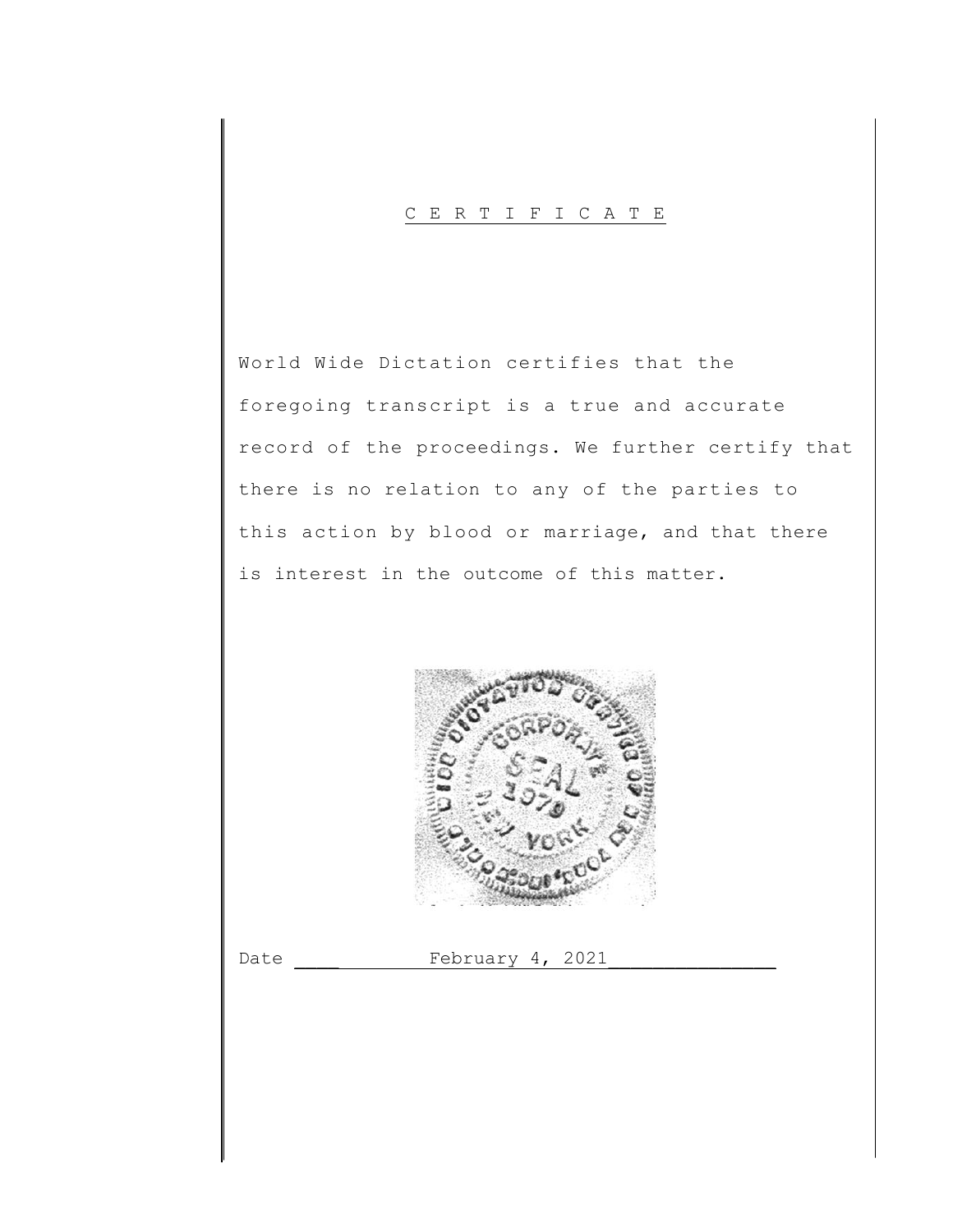# C E R T I F I C A T E

World Wide Dictation certifies that the foregoing transcript is a true and accurate record of the proceedings. We further certify that there is no relation to any of the parties to this action by blood or marriage, and that there is interest in the outcome of this matter.

Date February 4, 2021